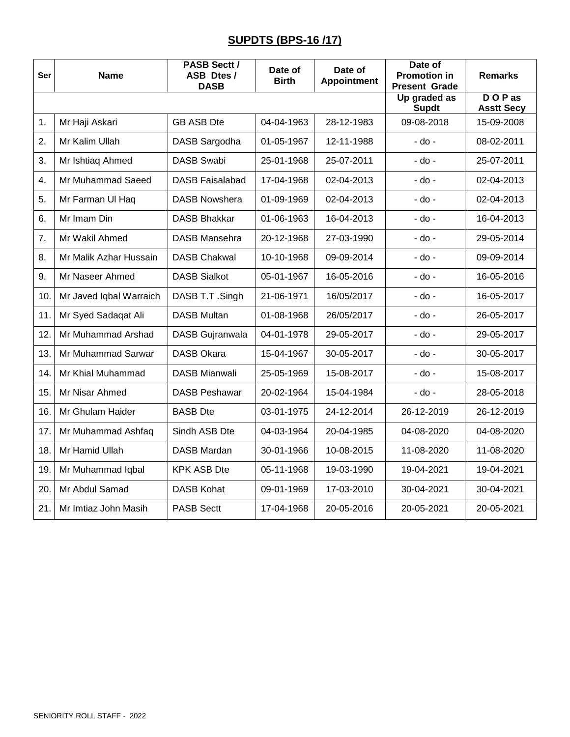# SUPDTS (BPS-16 /17)

| Ser | Name | PASB Sectt / ASB Dtes / DASB | Date of Birth | Date of Appointment | Date of Promotion in Present Grade | Remarks |
|---|---|---|---|---|---|---|
| | | | | | Up graded as Supdt | D O P as Asstt Secy |
| 1. | Mr Haji Askari | GB ASB Dte | 04-04-1963 | 28-12-1983 | 09-08-2018 | 15-09-2008 |
| 2. | Mr Kalim Ullah | DASB Sargodha | 01-05-1967 | 12-11-1988 | - do - | 08-02-2011 |
| 3. | Mr Ishtiaq Ahmed | DASB Swabi | 25-01-1968 | 25-07-2011 | - do - | 25-07-2011 |
| 4. | Mr Muhammad Saeed | DASB Faisalabad | 17-04-1968 | 02-04-2013 | - do - | 02-04-2013 |
| 5. | Mr Farman Ul Haq | DASB Nowshera | 01-09-1969 | 02-04-2013 | - do - | 02-04-2013 |
| 6. | Mr Imam Din | DASB Bhakkar | 01-06-1963 | 16-04-2013 | - do - | 16-04-2013 |
| 7. | Mr Wakil Ahmed | DASB Mansehra | 20-12-1968 | 27-03-1990 | - do - | 29-05-2014 |
| 8. | Mr Malik Azhar Hussain | DASB Chakwal | 10-10-1968 | 09-09-2014 | - do - | 09-09-2014 |
| 9. | Mr Naseer Ahmed | DASB Sialkot | 05-01-1967 | 16-05-2016 | - do - | 16-05-2016 |
| 10. | Mr Javed Iqbal Warraich | DASB T.T .Singh | 21-06-1971 | 16/05/2017 | - do - | 16-05-2017 |
| 11. | Mr Syed Sadaqat Ali | DASB Multan | 01-08-1968 | 26/05/2017 | - do - | 26-05-2017 |
| 12. | Mr Muhammad Arshad | DASB Gujranwala | 04-01-1978 | 29-05-2017 | - do - | 29-05-2017 |
| 13. | Mr Muhammad Sarwar | DASB Okara | 15-04-1967 | 30-05-2017 | - do - | 30-05-2017 |
| 14. | Mr Khial Muhammad | DASB Mianwali | 25-05-1969 | 15-08-2017 | - do - | 15-08-2017 |
| 15. | Mr Nisar Ahmed | DASB Peshawar | 20-02-1964 | 15-04-1984 | - do - | 28-05-2018 |
| 16. | Mr Ghulam Haider | BASB Dte | 03-01-1975 | 24-12-2014 | 26-12-2019 | 26-12-2019 |
| 17. | Mr Muhammad Ashfaq | Sindh ASB Dte | 04-03-1964 | 20-04-1985 | 04-08-2020 | 04-08-2020 |
| 18. | Mr Hamid Ullah | DASB Mardan | 30-01-1966 | 10-08-2015 | 11-08-2020 | 11-08-2020 |
| 19. | Mr Muhammad Iqbal | KPK ASB Dte | 05-11-1968 | 19-03-1990 | 19-04-2021 | 19-04-2021 |
| 20. | Mr Abdul Samad | DASB Kohat | 09-01-1969 | 17-03-2010 | 30-04-2021 | 30-04-2021 |
| 21. | Mr Imtiaz John Masih | PASB Sectt | 17-04-1968 | 20-05-2016 | 20-05-2021 | 20-05-2021 |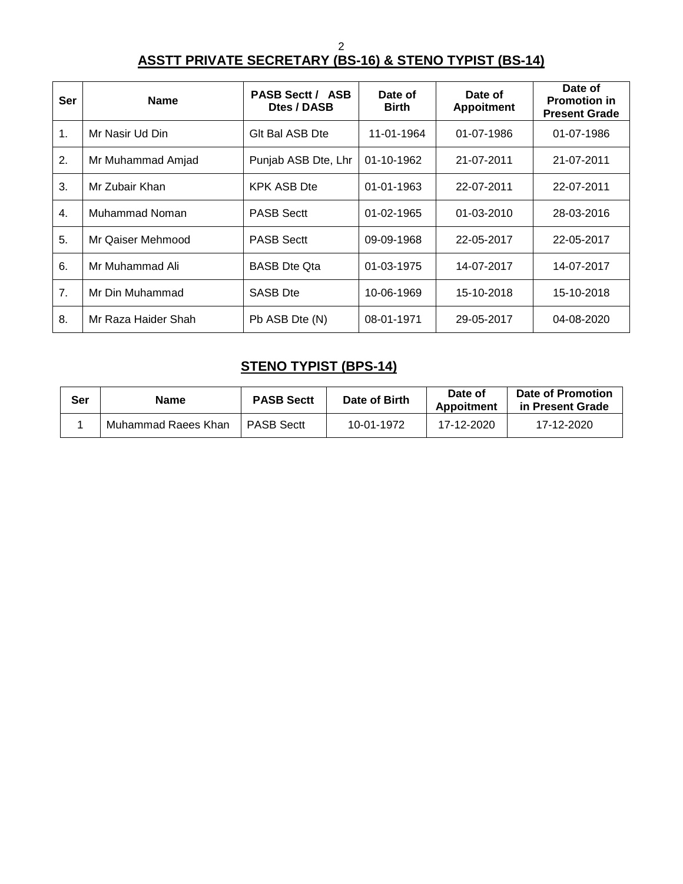## ASSTT PRIVATE SECRETARY (BS-16) & STENO TYPIST (BS-14)

| Ser | Name | PASB Sectt / ASB Dtes / DASB | Date of Birth | Date of Appoitment | Date of Promotion in Present Grade |
|---|---|---|---|---|---|
| 1. | Mr Nasir Ud Din | Glt Bal ASB Dte | 11-01-1964 | 01-07-1986 | 01-07-1986 |
| 2. | Mr Muhammad Amjad | Punjab ASB Dte, Lhr | 01-10-1962 | 21-07-2011 | 21-07-2011 |
| 3. | Mr Zubair Khan | KPK ASB Dte | 01-01-1963 | 22-07-2011 | 22-07-2011 |
| 4. | Muhammad Noman | PASB Sectt | 01-02-1965 | 01-03-2010 | 28-03-2016 |
| 5. | Mr Qaiser Mehmood | PASB Sectt | 09-09-1968 | 22-05-2017 | 22-05-2017 |
| 6. | Mr Muhammad Ali | BASB Dte Qta | 01-03-1975 | 14-07-2017 | 14-07-2017 |
| 7. | Mr Din Muhammad | SASB Dte | 10-06-1969 | 15-10-2018 | 15-10-2018 |
| 8. | Mr Raza Haider Shah | Pb ASB Dte (N) | 08-01-1971 | 29-05-2017 | 04-08-2020 |

## STENO TYPIST (BPS-14)

| Ser | Name | PASB Sectt | Date of Birth | Date of Appoitment | Date of Promotion in Present Grade |
|---|---|---|---|---|---|
| 1 | Muhammad Raees Khan | PASB Sectt | 10-01-1972 | 17-12-2020 | 17-12-2020 |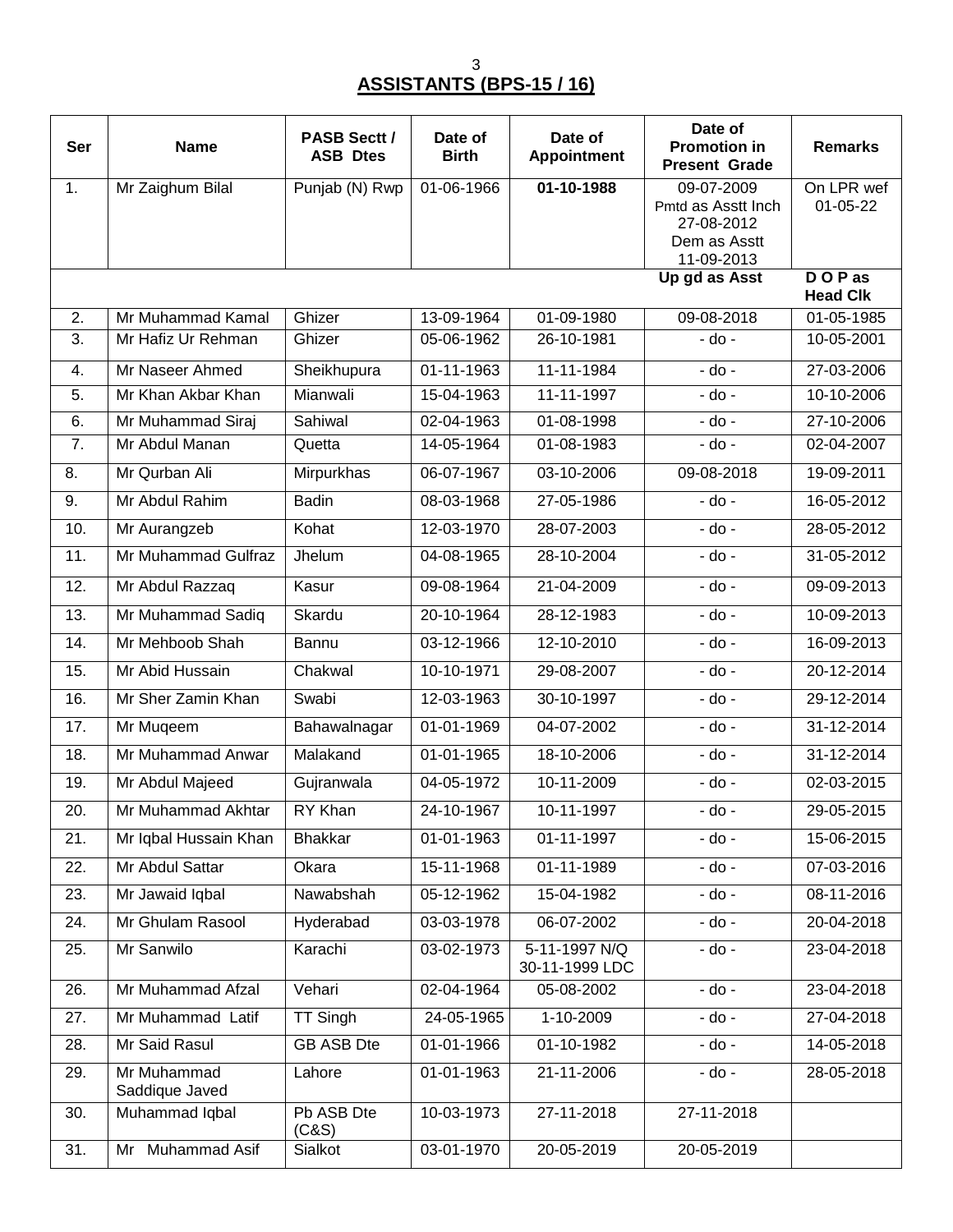## ASSISTANTS (BPS-15 / 16)

| Ser | Name | PASB Sectt / ASB Dtes | Date of Birth | Date of Appointment | Date of Promotion in Present Grade | Remarks |
|---|---|---|---|---|---|---|
| 1. | Mr Zaighum Bilal | Punjab (N) Rwp | 01-06-1966 | **01-10-1988** | 09-07-2009 Pmtd as Asstt Inch 27-08-2012 Dem as Asstt 11-09-2013 | On LPR wef 01-05-22 |
| | | | | | **Up gd as Asst** | **D O P as Head Clk** |
| 2. | Mr Muhammad Kamal | Ghizer | 13-09-1964 | 01-09-1980 | 09-08-2018 | 01-05-1985 |
| 3. | Mr Hafiz Ur Rehman | Ghizer | 05-06-1962 | 26-10-1981 | - do - | 10-05-2001 |
| 4. | Mr Naseer Ahmed | Sheikhupura | 01-11-1963 | 11-11-1984 | - do - | 27-03-2006 |
| 5. | Mr Khan Akbar Khan | Mianwali | 15-04-1963 | 11-11-1997 | - do - | 10-10-2006 |
| 6. | Mr Muhammad Siraj | Sahiwal | 02-04-1963 | 01-08-1998 | - do - | 27-10-2006 |
| 7. | Mr Abdul Manan | Quetta | 14-05-1964 | 01-08-1983 | - do - | 02-04-2007 |
| 8. | Mr Qurban Ali | Mirpurkhas | 06-07-1967 | 03-10-2006 | 09-08-2018 | 19-09-2011 |
| 9. | Mr Abdul Rahim | Badin | 08-03-1968 | 27-05-1986 | - do - | 16-05-2012 |
| 10. | Mr Aurangzeb | Kohat | 12-03-1970 | 28-07-2003 | - do - | 28-05-2012 |
| 11. | Mr Muhammad Gulfraz | Jhelum | 04-08-1965 | 28-10-2004 | - do - | 31-05-2012 |
| 12. | Mr Abdul Razzaq | Kasur | 09-08-1964 | 21-04-2009 | - do - | 09-09-2013 |
| 13. | Mr Muhammad Sadiq | Skardu | 20-10-1964 | 28-12-1983 | - do - | 10-09-2013 |
| 14. | Mr Mehboob Shah | Bannu | 03-12-1966 | 12-10-2010 | - do - | 16-09-2013 |
| 15. | Mr Abid Hussain | Chakwal | 10-10-1971 | 29-08-2007 | - do - | 20-12-2014 |
| 16. | Mr Sher Zamin Khan | Swabi | 12-03-1963 | 30-10-1997 | - do - | 29-12-2014 |
| 17. | Mr Muqeem | Bahawalnagar | 01-01-1969 | 04-07-2002 | - do - | 31-12-2014 |
| 18. | Mr Muhammad Anwar | Malakand | 01-01-1965 | 18-10-2006 | - do - | 31-12-2014 |
| 19. | Mr Abdul Majeed | Gujranwala | 04-05-1972 | 10-11-2009 | - do - | 02-03-2015 |
| 20. | Mr Muhammad Akhtar | RY Khan | 24-10-1967 | 10-11-1997 | - do - | 29-05-2015 |
| 21. | Mr Iqbal Hussain Khan | Bhakkar | 01-01-1963 | 01-11-1997 | - do - | 15-06-2015 |
| 22. | Mr Abdul Sattar | Okara | 15-11-1968 | 01-11-1989 | - do - | 07-03-2016 |
| 23. | Mr Jawaid Iqbal | Nawabshah | 05-12-1962 | 15-04-1982 | - do - | 08-11-2016 |
| 24. | Mr Ghulam Rasool | Hyderabad | 03-03-1978 | 06-07-2002 | - do - | 20-04-2018 |
| 25. | Mr Sanwilo | Karachi | 03-02-1973 | 5-11-1997 N/Q 30-11-1999 LDC | - do - | 23-04-2018 |
| 26. | Mr Muhammad Afzal | Vehari | 02-04-1964 | 05-08-2002 | - do - | 23-04-2018 |
| 27. | Mr Muhammad Latif | TT Singh | 24-05-1965 | 1-10-2009 | - do - | 27-04-2018 |
| 28. | Mr Said Rasul | GB ASB Dte | 01-01-1966 | 01-10-1982 | - do - | 14-05-2018 |
| 29. | Mr Muhammad Saddique Javed | Lahore | 01-01-1963 | 21-11-2006 | - do - | 28-05-2018 |
| 30. | Muhammad Iqbal | Pb ASB Dte (C&S) | 10-03-1973 | 27-11-2018 | 27-11-2018 | |
| 31. | Mr Muhammad Asif | Sialkot | 03-01-1970 | 20-05-2019 | 20-05-2019 | |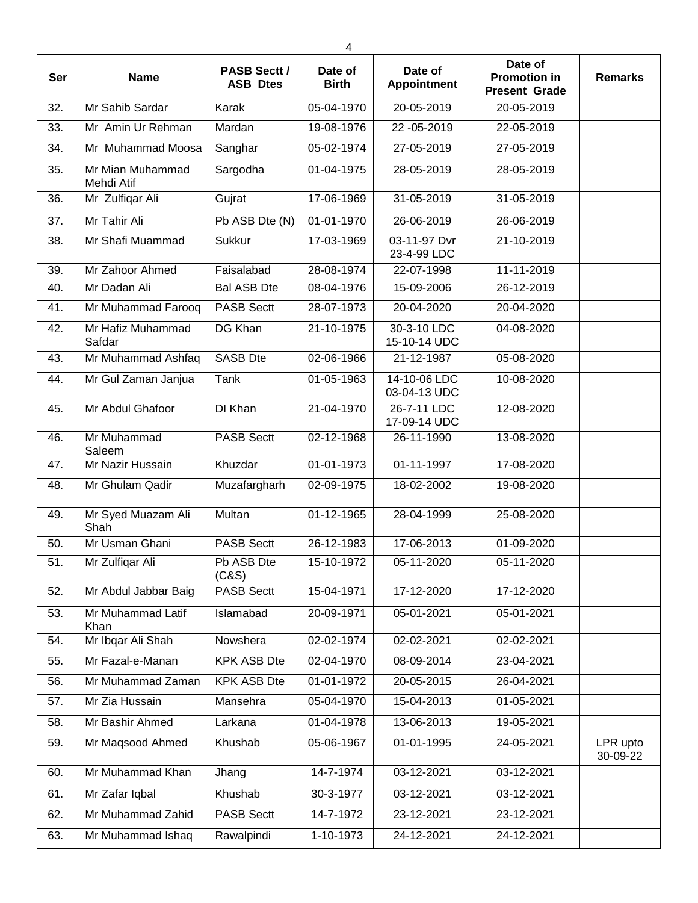| Ser | Name | PASB Sectt / ASB Dtes | Date of Birth | Date of Appointment | Date of Promotion in Present Grade | Remarks |
|---|---|---|---|---|---|---|
| 32. | Mr Sahib Sardar | Karak | 05-04-1970 | 20-05-2019 | 20-05-2019 | |
| 33. | Mr Amin Ur Rehman | Mardan | 19-08-1976 | 22 -05-2019 | 22-05-2019 | |
| 34. | Mr Muhammad Moosa | Sanghar | 05-02-1974 | 27-05-2019 | 27-05-2019 | |
| 35. | Mr Mian Muhammad Mehdi Atif | Sargodha | 01-04-1975 | 28-05-2019 | 28-05-2019 | |
| 36. | Mr Zulfiqar Ali | Gujrat | 17-06-1969 | 31-05-2019 | 31-05-2019 | |
| 37. | Mr Tahir Ali | Pb ASB Dte (N) | 01-01-1970 | 26-06-2019 | 26-06-2019 | |
| 38. | Mr Shafi Muammad | Sukkur | 17-03-1969 | 03-11-97 Dvr 23-4-99 LDC | 21-10-2019 | |
| 39. | Mr Zahoor Ahmed | Faisalabad | 28-08-1974 | 22-07-1998 | 11-11-2019 | |
| 40. | Mr Dadan Ali | Bal ASB Dte | 08-04-1976 | 15-09-2006 | 26-12-2019 | |
| 41. | Mr Muhammad Farooq | PASB Sectt | 28-07-1973 | 20-04-2020 | 20-04-2020 | |
| 42. | Mr Hafiz Muhammad Safdar | DG Khan | 21-10-1975 | 30-3-10 LDC 15-10-14 UDC | 04-08-2020 | |
| 43. | Mr Muhammad Ashfaq | SASB Dte | 02-06-1966 | 21-12-1987 | 05-08-2020 | |
| 44. | Mr Gul Zaman Janjua | Tank | 01-05-1963 | 14-10-06 LDC 03-04-13 UDC | 10-08-2020 | |
| 45. | Mr Abdul Ghafoor | DI Khan | 21-04-1970 | 26-7-11 LDC 17-09-14 UDC | 12-08-2020 | |
| 46. | Mr Muhammad Saleem | PASB Sectt | 02-12-1968 | 26-11-1990 | 13-08-2020 | |
| 47. | Mr Nazir Hussain | Khuzdar | 01-01-1973 | 01-11-1997 | 17-08-2020 | |
| 48. | Mr Ghulam Qadir | Muzafargharh | 02-09-1975 | 18-02-2002 | 19-08-2020 | |
| 49. | Mr Syed Muazam Ali Shah | Multan | 01-12-1965 | 28-04-1999 | 25-08-2020 | |
| 50. | Mr Usman Ghani | PASB Sectt | 26-12-1983 | 17-06-2013 | 01-09-2020 | |
| 51. | Mr Zulfiqar Ali | Pb ASB Dte (C&S) | 15-10-1972 | 05-11-2020 | 05-11-2020 | |
| 52. | Mr Abdul Jabbar Baig | PASB Sectt | 15-04-1971 | 17-12-2020 | 17-12-2020 | |
| 53. | Mr Muhammad Latif Khan | Islamabad | 20-09-1971 | 05-01-2021 | 05-01-2021 | |
| 54. | Mr Ibqar Ali Shah | Nowshera | 02-02-1974 | 02-02-2021 | 02-02-2021 | |
| 55. | Mr Fazal-e-Manan | KPK ASB Dte | 02-04-1970 | 08-09-2014 | 23-04-2021 | |
| 56. | Mr Muhammad Zaman | KPK ASB Dte | 01-01-1972 | 20-05-2015 | 26-04-2021 | |
| 57. | Mr Zia Hussain | Mansehra | 05-04-1970 | 15-04-2013 | 01-05-2021 | |
| 58. | Mr Bashir Ahmed | Larkana | 01-04-1978 | 13-06-2013 | 19-05-2021 | |
| 59. | Mr Maqsood Ahmed | Khushab | 05-06-1967 | 01-01-1995 | 24-05-2021 | LPR upto 30-09-22 |
| 60. | Mr Muhammad Khan | Jhang | 14-7-1974 | 03-12-2021 | 03-12-2021 | |
| 61. | Mr Zafar Iqbal | Khushab | 30-3-1977 | 03-12-2021 | 03-12-2021 | |
| 62. | Mr Muhammad Zahid | PASB Sectt | 14-7-1972 | 23-12-2021 | 23-12-2021 | |
| 63. | Mr Muhammad Ishaq | Rawalpindi | 1-10-1973 | 24-12-2021 | 24-12-2021 | |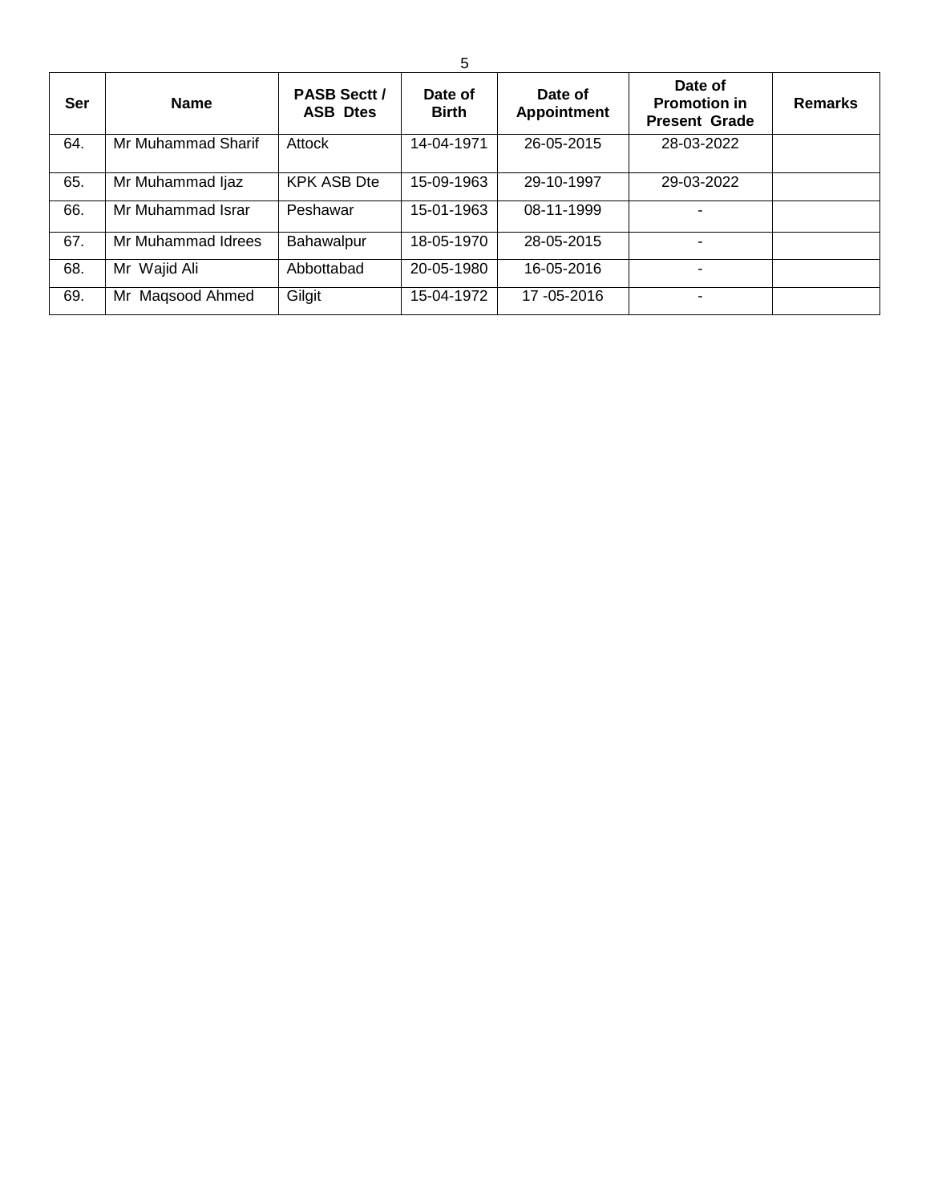| Ser | Name | PASB Sectt / ASB Dtes | Date of Birth | Date of Appointment | Date of Promotion in Present Grade | Remarks |
|---|---|---|---|---|---|---|
| 64. | Mr Muhammad Sharif | Attock | 14-04-1971 | 26-05-2015 | 28-03-2022 | |
| 65. | Mr Muhammad Ijaz | KPK ASB Dte | 15-09-1963 | 29-10-1997 | 29-03-2022 | |
| 66. | Mr Muhammad Israr | Peshawar | 15-01-1963 | 08-11-1999 | - | |
| 67. | Mr Muhammad Idrees | Bahawalpur | 18-05-1970 | 28-05-2015 | - | |
| 68. | Mr Wajid Ali | Abbottabad | 20-05-1980 | 16-05-2016 | - | |
| 69. | Mr Maqsood Ahmed | Gilgit | 15-04-1972 | 17 -05-2016 | - | |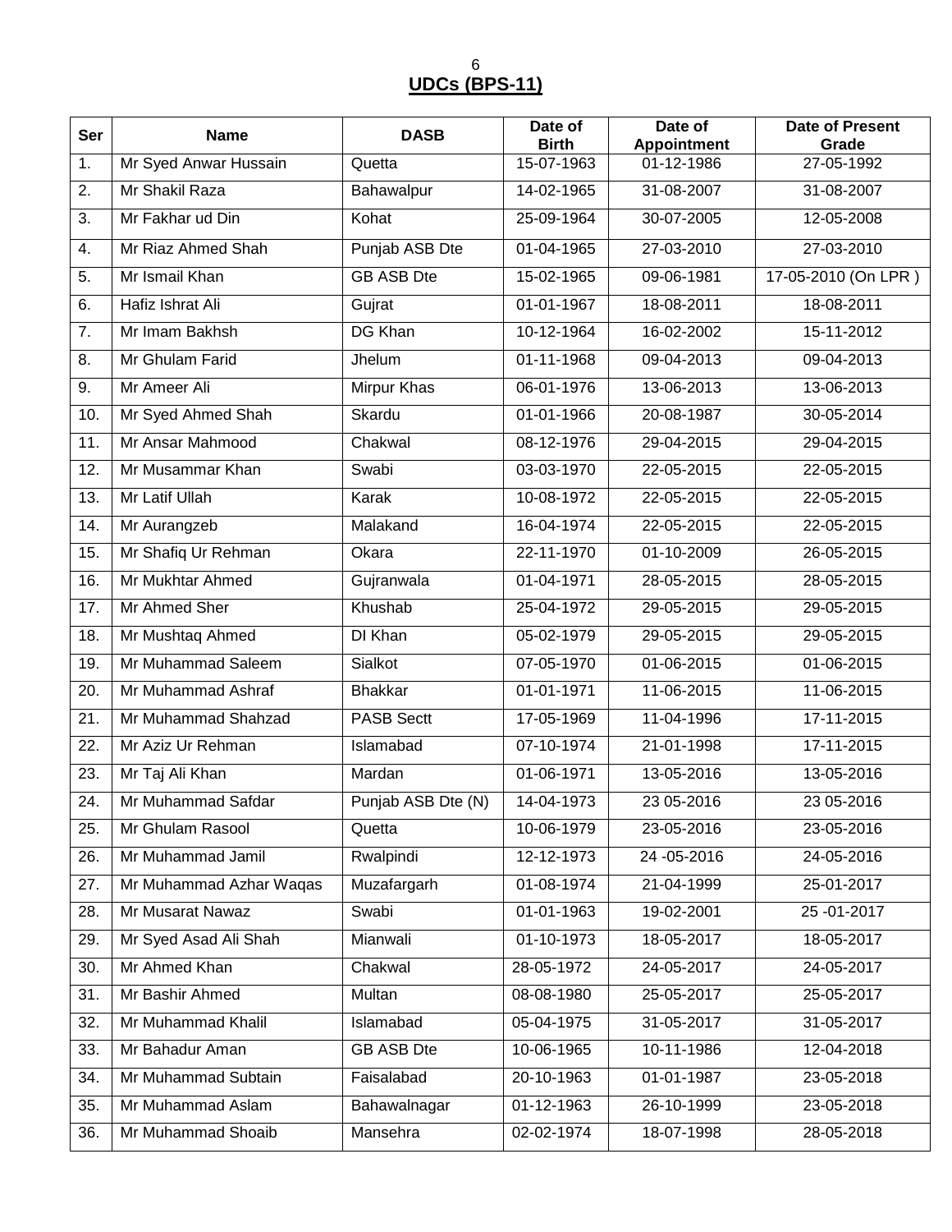## UDCs (BPS-11)

| Ser | Name | DASB | Date of Birth | Date of Appointment | Date of Present Grade |
|---|---|---|---|---|---|
| 1. | Mr Syed Anwar Hussain | Quetta | 15-07-1963 | 01-12-1986 | 27-05-1992 |
| 2. | Mr Shakil Raza | Bahawalpur | 14-02-1965 | 31-08-2007 | 31-08-2007 |
| 3. | Mr Fakhar ud Din | Kohat | 25-09-1964 | 30-07-2005 | 12-05-2008 |
| 4. | Mr Riaz Ahmed Shah | Punjab ASB Dte | 01-04-1965 | 27-03-2010 | 27-03-2010 |
| 5. | Mr Ismail Khan | GB ASB Dte | 15-02-1965 | 09-06-1981 | 17-05-2010 (On LPR ) |
| 6. | Hafiz Ishrat Ali | Gujrat | 01-01-1967 | 18-08-2011 | 18-08-2011 |
| 7. | Mr Imam Bakhsh | DG Khan | 10-12-1964 | 16-02-2002 | 15-11-2012 |
| 8. | Mr Ghulam Farid | Jhelum | 01-11-1968 | 09-04-2013 | 09-04-2013 |
| 9. | Mr Ameer Ali | Mirpur Khas | 06-01-1976 | 13-06-2013 | 13-06-2013 |
| 10. | Mr Syed Ahmed Shah | Skardu | 01-01-1966 | 20-08-1987 | 30-05-2014 |
| 11. | Mr Ansar Mahmood | Chakwal | 08-12-1976 | 29-04-2015 | 29-04-2015 |
| 12. | Mr Musammar Khan | Swabi | 03-03-1970 | 22-05-2015 | 22-05-2015 |
| 13. | Mr Latif Ullah | Karak | 10-08-1972 | 22-05-2015 | 22-05-2015 |
| 14. | Mr Aurangzeb | Malakand | 16-04-1974 | 22-05-2015 | 22-05-2015 |
| 15. | Mr Shafiq Ur Rehman | Okara | 22-11-1970 | 01-10-2009 | 26-05-2015 |
| 16. | Mr Mukhtar Ahmed | Gujranwala | 01-04-1971 | 28-05-2015 | 28-05-2015 |
| 17. | Mr Ahmed Sher | Khushab | 25-04-1972 | 29-05-2015 | 29-05-2015 |
| 18. | Mr Mushtaq Ahmed | DI Khan | 05-02-1979 | 29-05-2015 | 29-05-2015 |
| 19. | Mr Muhammad Saleem | Sialkot | 07-05-1970 | 01-06-2015 | 01-06-2015 |
| 20. | Mr Muhammad Ashraf | Bhakkar | 01-01-1971 | 11-06-2015 | 11-06-2015 |
| 21. | Mr Muhammad Shahzad | PASB Sectt | 17-05-1969 | 11-04-1996 | 17-11-2015 |
| 22. | Mr Aziz Ur Rehman | Islamabad | 07-10-1974 | 21-01-1998 | 17-11-2015 |
| 23. | Mr Taj Ali Khan | Mardan | 01-06-1971 | 13-05-2016 | 13-05-2016 |
| 24. | Mr Muhammad Safdar | Punjab ASB Dte (N) | 14-04-1973 | 23 05-2016 | 23 05-2016 |
| 25. | Mr Ghulam Rasool | Quetta | 10-06-1979 | 23-05-2016 | 23-05-2016 |
| 26. | Mr Muhammad Jamil | Rwalpindi | 12-12-1973 | 24 -05-2016 | 24-05-2016 |
| 27. | Mr Muhammad Azhar Waqas | Muzafargarh | 01-08-1974 | 21-04-1999 | 25-01-2017 |
| 28. | Mr Musarat Nawaz | Swabi | 01-01-1963 | 19-02-2001 | 25 -01-2017 |
| 29. | Mr Syed Asad Ali Shah | Mianwali | 01-10-1973 | 18-05-2017 | 18-05-2017 |
| 30. | Mr Ahmed Khan | Chakwal | 28-05-1972 | 24-05-2017 | 24-05-2017 |
| 31. | Mr Bashir Ahmed | Multan | 08-08-1980 | 25-05-2017 | 25-05-2017 |
| 32. | Mr Muhammad Khalil | Islamabad | 05-04-1975 | 31-05-2017 | 31-05-2017 |
| 33. | Mr Bahadur Aman | GB ASB Dte | 10-06-1965 | 10-11-1986 | 12-04-2018 |
| 34. | Mr Muhammad Subtain | Faisalabad | 20-10-1963 | 01-01-1987 | 23-05-2018 |
| 35. | Mr Muhammad Aslam | Bahawalnagar | 01-12-1963 | 26-10-1999 | 23-05-2018 |
| 36. | Mr Muhammad Shoaib | Mansehra | 02-02-1974 | 18-07-1998 | 28-05-2018 |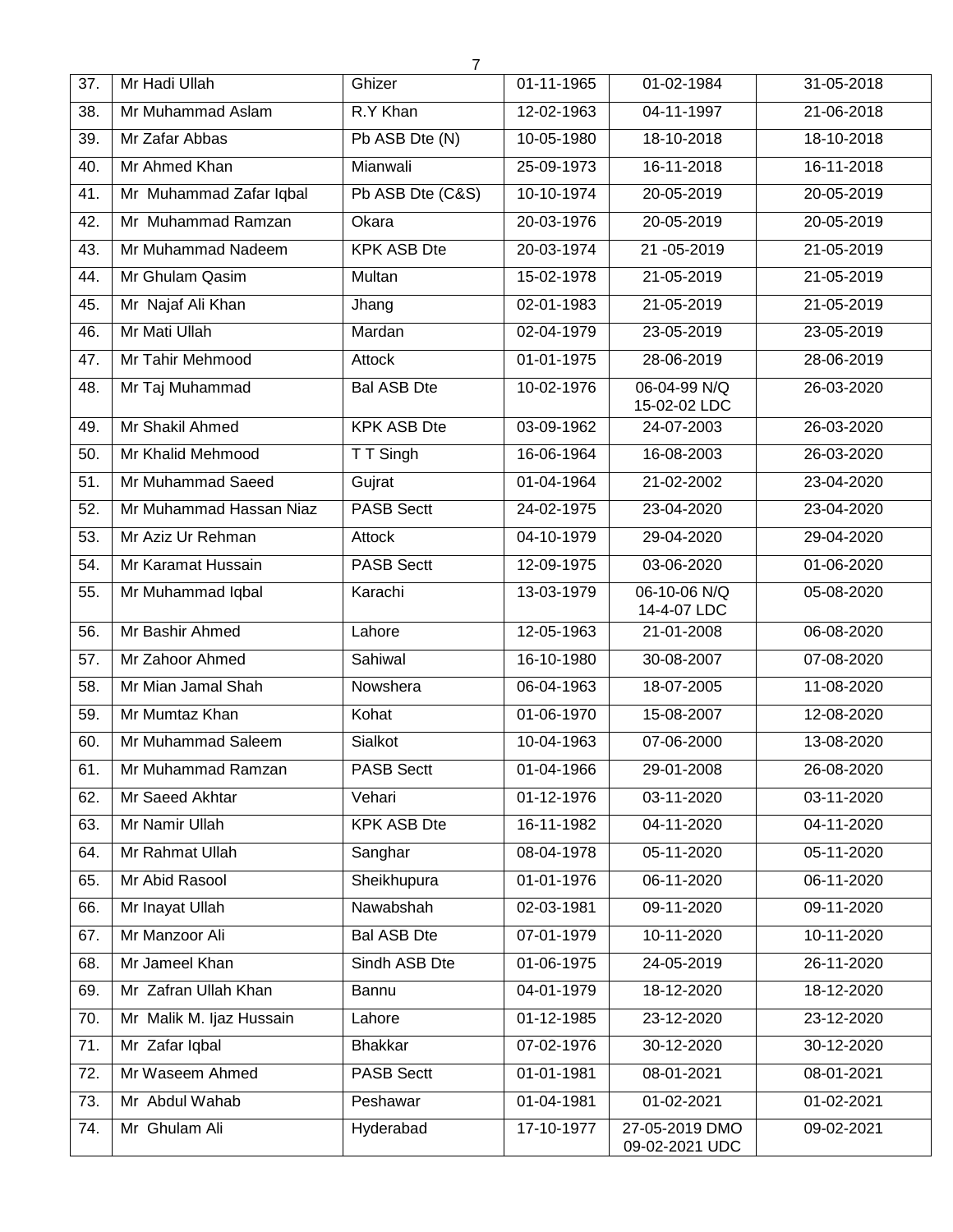| | | | | | |
|---|---|---|---|---|---|
| 37. | Mr Hadi Ullah | Ghizer | 01-11-1965 | 01-02-1984 | 31-05-2018 |
| 38. | Mr Muhammad Aslam | R.Y Khan | 12-02-1963 | 04-11-1997 | 21-06-2018 |
| 39. | Mr Zafar Abbas | Pb ASB Dte (N) | 10-05-1980 | 18-10-2018 | 18-10-2018 |
| 40. | Mr Ahmed Khan | Mianwali | 25-09-1973 | 16-11-2018 | 16-11-2018 |
| 41. | Mr Muhammad Zafar Iqbal | Pb ASB Dte (C&S) | 10-10-1974 | 20-05-2019 | 20-05-2019 |
| 42. | Mr Muhammad Ramzan | Okara | 20-03-1976 | 20-05-2019 | 20-05-2019 |
| 43. | Mr Muhammad Nadeem | KPK ASB Dte | 20-03-1974 | 21 -05-2019 | 21-05-2019 |
| 44. | Mr Ghulam Qasim | Multan | 15-02-1978 | 21-05-2019 | 21-05-2019 |
| 45. | Mr Najaf Ali Khan | Jhang | 02-01-1983 | 21-05-2019 | 21-05-2019 |
| 46. | Mr Mati Ullah | Mardan | 02-04-1979 | 23-05-2019 | 23-05-2019 |
| 47. | Mr Tahir Mehmood | Attock | 01-01-1975 | 28-06-2019 | 28-06-2019 |
| 48. | Mr Taj Muhammad | Bal ASB Dte | 10-02-1976 | 06-04-99 N/Q 15-02-02 LDC | 26-03-2020 |
| 49. | Mr Shakil Ahmed | KPK ASB Dte | 03-09-1962 | 24-07-2003 | 26-03-2020 |
| 50. | Mr Khalid Mehmood | T T Singh | 16-06-1964 | 16-08-2003 | 26-03-2020 |
| 51. | Mr Muhammad Saeed | Gujrat | 01-04-1964 | 21-02-2002 | 23-04-2020 |
| 52. | Mr Muhammad Hassan Niaz | PASB Sectt | 24-02-1975 | 23-04-2020 | 23-04-2020 |
| 53. | Mr Aziz Ur Rehman | Attock | 04-10-1979 | 29-04-2020 | 29-04-2020 |
| 54. | Mr Karamat Hussain | PASB Sectt | 12-09-1975 | 03-06-2020 | 01-06-2020 |
| 55. | Mr Muhammad Iqbal | Karachi | 13-03-1979 | 06-10-06 N/Q 14-4-07 LDC | 05-08-2020 |
| 56. | Mr Bashir Ahmed | Lahore | 12-05-1963 | 21-01-2008 | 06-08-2020 |
| 57. | Mr Zahoor Ahmed | Sahiwal | 16-10-1980 | 30-08-2007 | 07-08-2020 |
| 58. | Mr Mian Jamal Shah | Nowshera | 06-04-1963 | 18-07-2005 | 11-08-2020 |
| 59. | Mr Mumtaz Khan | Kohat | 01-06-1970 | 15-08-2007 | 12-08-2020 |
| 60. | Mr Muhammad Saleem | Sialkot | 10-04-1963 | 07-06-2000 | 13-08-2020 |
| 61. | Mr Muhammad Ramzan | PASB Sectt | 01-04-1966 | 29-01-2008 | 26-08-2020 |
| 62. | Mr Saeed Akhtar | Vehari | 01-12-1976 | 03-11-2020 | 03-11-2020 |
| 63. | Mr Namir Ullah | KPK ASB Dte | 16-11-1982 | 04-11-2020 | 04-11-2020 |
| 64. | Mr Rahmat Ullah | Sanghar | 08-04-1978 | 05-11-2020 | 05-11-2020 |
| 65. | Mr Abid Rasool | Sheikhupura | 01-01-1976 | 06-11-2020 | 06-11-2020 |
| 66. | Mr Inayat Ullah | Nawabshah | 02-03-1981 | 09-11-2020 | 09-11-2020 |
| 67. | Mr Manzoor Ali | Bal ASB Dte | 07-01-1979 | 10-11-2020 | 10-11-2020 |
| 68. | Mr Jameel Khan | Sindh ASB Dte | 01-06-1975 | 24-05-2019 | 26-11-2020 |
| 69. | Mr Zafran Ullah Khan | Bannu | 04-01-1979 | 18-12-2020 | 18-12-2020 |
| 70. | Mr Malik M. Ijaz Hussain | Lahore | 01-12-1985 | 23-12-2020 | 23-12-2020 |
| 71. | Mr Zafar Iqbal | Bhakkar | 07-02-1976 | 30-12-2020 | 30-12-2020 |
| 72. | Mr Waseem Ahmed | PASB Sectt | 01-01-1981 | 08-01-2021 | 08-01-2021 |
| 73. | Mr Abdul Wahab | Peshawar | 01-04-1981 | 01-02-2021 | 01-02-2021 |
| 74. | Mr Ghulam Ali | Hyderabad | 17-10-1977 | 27-05-2019 DMO 09-02-2021 UDC | 09-02-2021 |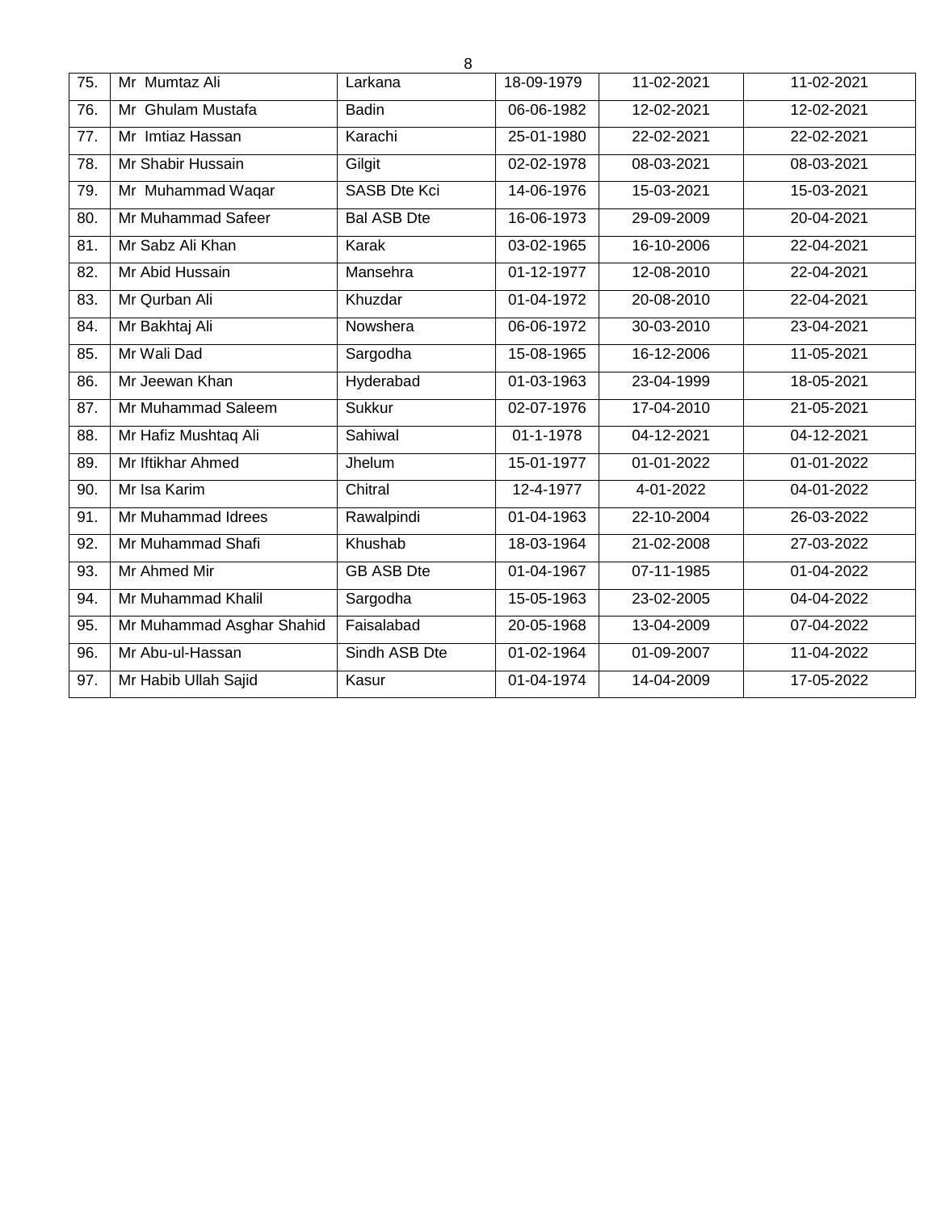| 75. | Mr Mumtaz Ali | Larkana | 18-09-1979 | 11-02-2021 | 11-02-2021 |
|---|---|---|---|---|---|
| 76. | Mr Ghulam Mustafa | Badin | 06-06-1982 | 12-02-2021 | 12-02-2021 |
| 77. | Mr Imtiaz Hassan | Karachi | 25-01-1980 | 22-02-2021 | 22-02-2021 |
| 78. | Mr Shabir Hussain | Gilgit | 02-02-1978 | 08-03-2021 | 08-03-2021 |
| 79. | Mr Muhammad Waqar | SASB Dte Kci | 14-06-1976 | 15-03-2021 | 15-03-2021 |
| 80. | Mr Muhammad Safeer | Bal ASB Dte | 16-06-1973 | 29-09-2009 | 20-04-2021 |
| 81. | Mr Sabz Ali Khan | Karak | 03-02-1965 | 16-10-2006 | 22-04-2021 |
| 82. | Mr Abid Hussain | Mansehra | 01-12-1977 | 12-08-2010 | 22-04-2021 |
| 83. | Mr Qurban Ali | Khuzdar | 01-04-1972 | 20-08-2010 | 22-04-2021 |
| 84. | Mr Bakhtaj Ali | Nowshera | 06-06-1972 | 30-03-2010 | 23-04-2021 |
| 85. | Mr Wali Dad | Sargodha | 15-08-1965 | 16-12-2006 | 11-05-2021 |
| 86. | Mr Jeewan Khan | Hyderabad | 01-03-1963 | 23-04-1999 | 18-05-2021 |
| 87. | Mr Muhammad Saleem | Sukkur | 02-07-1976 | 17-04-2010 | 21-05-2021 |
| 88. | Mr Hafiz Mushtaq Ali | Sahiwal | 01-1-1978 | 04-12-2021 | 04-12-2021 |
| 89. | Mr Iftikhar Ahmed | Jhelum | 15-01-1977 | 01-01-2022 | 01-01-2022 |
| 90. | Mr Isa Karim | Chitral | 12-4-1977 | 4-01-2022 | 04-01-2022 |
| 91. | Mr Muhammad Idrees | Rawalpindi | 01-04-1963 | 22-10-2004 | 26-03-2022 |
| 92. | Mr Muhammad Shafi | Khushab | 18-03-1964 | 21-02-2008 | 27-03-2022 |
| 93. | Mr Ahmed Mir | GB ASB Dte | 01-04-1967 | 07-11-1985 | 01-04-2022 |
| 94. | Mr Muhammad Khalil | Sargodha | 15-05-1963 | 23-02-2005 | 04-04-2022 |
| 95. | Mr Muhammad Asghar Shahid | Faisalabad | 20-05-1968 | 13-04-2009 | 07-04-2022 |
| 96. | Mr Abu-ul-Hassan | Sindh ASB Dte | 01-02-1964 | 01-09-2007 | 11-04-2022 |
| 97. | Mr Habib Ullah Sajid | Kasur | 01-04-1974 | 14-04-2009 | 17-05-2022 |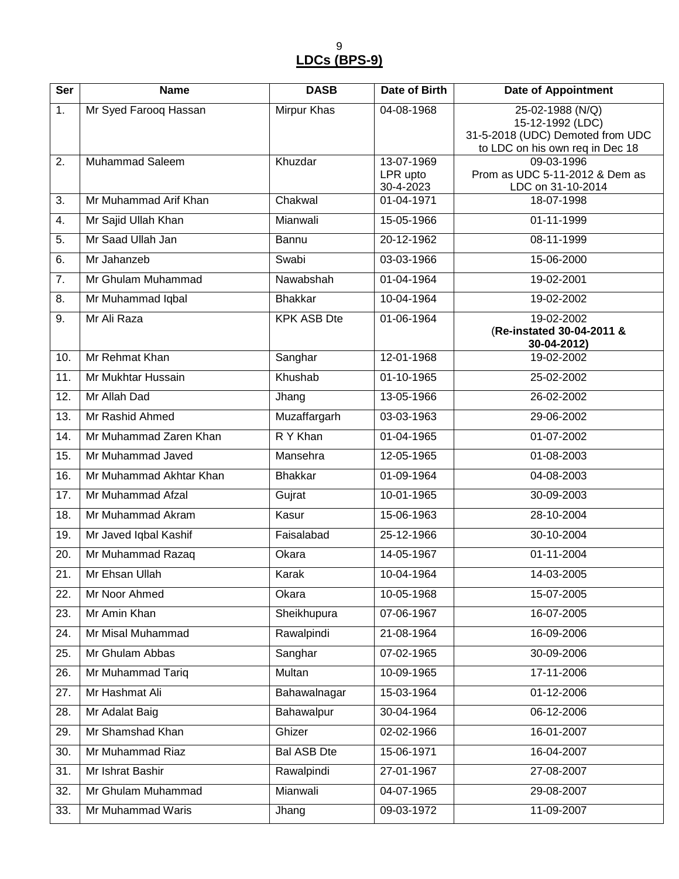## LDCs (BPS-9)

| Ser | Name | DASB | Date of Birth | Date of Appointment |
|---|---|---|---|---|
| 1. | Mr Syed Farooq Hassan | Mirpur Khas | 04-08-1968 | 25-02-1988 (N/Q)<br>15-12-1992 (LDC)<br>31-5-2018 (UDC) Demoted from UDC to LDC on his own req in Dec 18 |
| 2. | Muhammad Saleem | Khuzdar | 13-07-1969<br>LPR upto 30-4-2023 | 09-03-1996<br>Prom as UDC 5-11-2012 & Dem as LDC on 31-10-2014 |
| 3. | Mr Muhammad Arif Khan | Chakwal | 01-04-1971 | 18-07-1998 |
| 4. | Mr Sajid Ullah Khan | Mianwali | 15-05-1966 | 01-11-1999 |
| 5. | Mr Saad Ullah Jan | Bannu | 20-12-1962 | 08-11-1999 |
| 6. | Mr Jahanzeb | Swabi | 03-03-1966 | 15-06-2000 |
| 7. | Mr Ghulam Muhammad | Nawabshah | 01-04-1964 | 19-02-2001 |
| 8. | Mr Muhammad Iqbal | Bhakkar | 10-04-1964 | 19-02-2002 |
| 9. | Mr Ali Raza | KPK ASB Dte | 01-06-1964 | 19-02-2002<br>(**Re-instated 30-04-2011 & 30-04-2012)** |
| 10. | Mr Rehmat Khan | Sanghar | 12-01-1968 | 19-02-2002 |
| 11. | Mr Mukhtar Hussain | Khushab | 01-10-1965 | 25-02-2002 |
| 12. | Mr Allah Dad | Jhang | 13-05-1966 | 26-02-2002 |
| 13. | Mr Rashid Ahmed | Muzaffargarh | 03-03-1963 | 29-06-2002 |
| 14. | Mr Muhammad Zaren Khan | R Y Khan | 01-04-1965 | 01-07-2002 |
| 15. | Mr Muhammad Javed | Mansehra | 12-05-1965 | 01-08-2003 |
| 16. | Mr Muhammad Akhtar Khan | Bhakkar | 01-09-1964 | 04-08-2003 |
| 17. | Mr Muhammad Afzal | Gujrat | 10-01-1965 | 30-09-2003 |
| 18. | Mr Muhammad Akram | Kasur | 15-06-1963 | 28-10-2004 |
| 19. | Mr Javed Iqbal Kashif | Faisalabad | 25-12-1966 | 30-10-2004 |
| 20. | Mr Muhammad Razaq | Okara | 14-05-1967 | 01-11-2004 |
| 21. | Mr Ehsan Ullah | Karak | 10-04-1964 | 14-03-2005 |
| 22. | Mr Noor Ahmed | Okara | 10-05-1968 | 15-07-2005 |
| 23. | Mr Amin Khan | Sheikhupura | 07-06-1967 | 16-07-2005 |
| 24. | Mr Misal Muhammad | Rawalpindi | 21-08-1964 | 16-09-2006 |
| 25. | Mr Ghulam Abbas | Sanghar | 07-02-1965 | 30-09-2006 |
| 26. | Mr Muhammad Tariq | Multan | 10-09-1965 | 17-11-2006 |
| 27. | Mr Hashmat Ali | Bahawalnagar | 15-03-1964 | 01-12-2006 |
| 28. | Mr Adalat Baig | Bahawalpur | 30-04-1964 | 06-12-2006 |
| 29. | Mr Shamshad Khan | Ghizer | 02-02-1966 | 16-01-2007 |
| 30. | Mr Muhammad Riaz | Bal ASB Dte | 15-06-1971 | 16-04-2007 |
| 31. | Mr Ishrat Bashir | Rawalpindi | 27-01-1967 | 27-08-2007 |
| 32. | Mr Ghulam Muhammad | Mianwali | 04-07-1965 | 29-08-2007 |
| 33. | Mr Muhammad Waris | Jhang | 09-03-1972 | 11-09-2007 |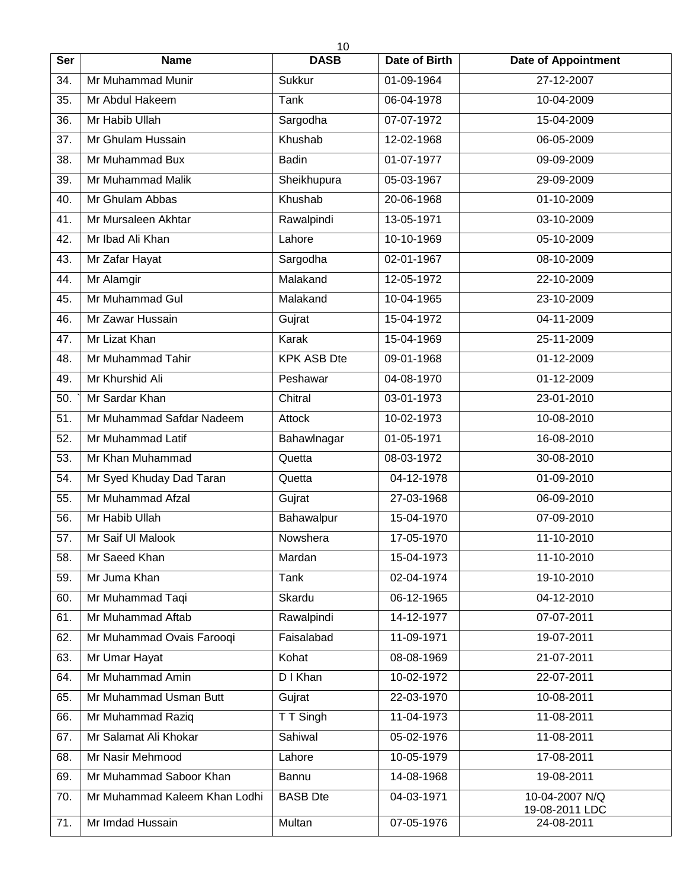| Ser | Name | DASB | Date of Birth | Date of Appointment |
|---|---|---|---|---|
| 34. | Mr Muhammad Munir | Sukkur | 01-09-1964 | 27-12-2007 |
| 35. | Mr Abdul Hakeem | Tank | 06-04-1978 | 10-04-2009 |
| 36. | Mr Habib Ullah | Sargodha | 07-07-1972 | 15-04-2009 |
| 37. | Mr Ghulam Hussain | Khushab | 12-02-1968 | 06-05-2009 |
| 38. | Mr Muhammad Bux | Badin | 01-07-1977 | 09-09-2009 |
| 39. | Mr Muhammad Malik | Sheikhupura | 05-03-1967 | 29-09-2009 |
| 40. | Mr Ghulam Abbas | Khushab | 20-06-1968 | 01-10-2009 |
| 41. | Mr Mursaleen Akhtar | Rawalpindi | 13-05-1971 | 03-10-2009 |
| 42. | Mr Ibad Ali Khan | Lahore | 10-10-1969 | 05-10-2009 |
| 43. | Mr Zafar Hayat | Sargodha | 02-01-1967 | 08-10-2009 |
| 44. | Mr Alamgir | Malakand | 12-05-1972 | 22-10-2009 |
| 45. | Mr Muhammad Gul | Malakand | 10-04-1965 | 23-10-2009 |
| 46. | Mr Zawar Hussain | Gujrat | 15-04-1972 | 04-11-2009 |
| 47. | Mr Lizat Khan | Karak | 15-04-1969 | 25-11-2009 |
| 48. | Mr Muhammad Tahir | KPK ASB Dte | 09-01-1968 | 01-12-2009 |
| 49. | Mr Khurshid Ali | Peshawar | 04-08-1970 | 01-12-2009 |
| 50. ` | Mr Sardar Khan | Chitral | 03-01-1973 | 23-01-2010 |
| 51. | Mr Muhammad Safdar Nadeem | Attock | 10-02-1973 | 10-08-2010 |
| 52. | Mr Muhammad Latif | Bahawlnagar | 01-05-1971 | 16-08-2010 |
| 53. | Mr Khan Muhammad | Quetta | 08-03-1972 | 30-08-2010 |
| 54. | Mr Syed Khuday Dad Taran | Quetta | 04-12-1978 | 01-09-2010 |
| 55. | Mr Muhammad Afzal | Gujrat | 27-03-1968 | 06-09-2010 |
| 56. | Mr Habib Ullah | Bahawalpur | 15-04-1970 | 07-09-2010 |
| 57. | Mr Saif Ul Malook | Nowshera | 17-05-1970 | 11-10-2010 |
| 58. | Mr Saeed Khan | Mardan | 15-04-1973 | 11-10-2010 |
| 59. | Mr Juma Khan | Tank | 02-04-1974 | 19-10-2010 |
| 60. | Mr Muhammad Taqi | Skardu | 06-12-1965 | 04-12-2010 |
| 61. | Mr Muhammad Aftab | Rawalpindi | 14-12-1977 | 07-07-2011 |
| 62. | Mr Muhammad Ovais Farooqi | Faisalabad | 11-09-1971 | 19-07-2011 |
| 63. | Mr Umar Hayat | Kohat | 08-08-1969 | 21-07-2011 |
| 64. | Mr Muhammad Amin | D I Khan | 10-02-1972 | 22-07-2011 |
| 65. | Mr Muhammad Usman Butt | Gujrat | 22-03-1970 | 10-08-2011 |
| 66. | Mr Muhammad Raziq | T T Singh | 11-04-1973 | 11-08-2011 |
| 67. | Mr Salamat Ali Khokar | Sahiwal | 05-02-1976 | 11-08-2011 |
| 68. | Mr Nasir Mehmood | Lahore | 10-05-1979 | 17-08-2011 |
| 69. | Mr Muhammad Saboor Khan | Bannu | 14-08-1968 | 19-08-2011 |
| 70. | Mr Muhammad Kaleem Khan Lodhi | BASB Dte | 04-03-1971 | 10-04-2007 N/Q<br>19-08-2011 LDC |
| 71. | Mr Imdad Hussain | Multan | 07-05-1976 | 24-08-2011 |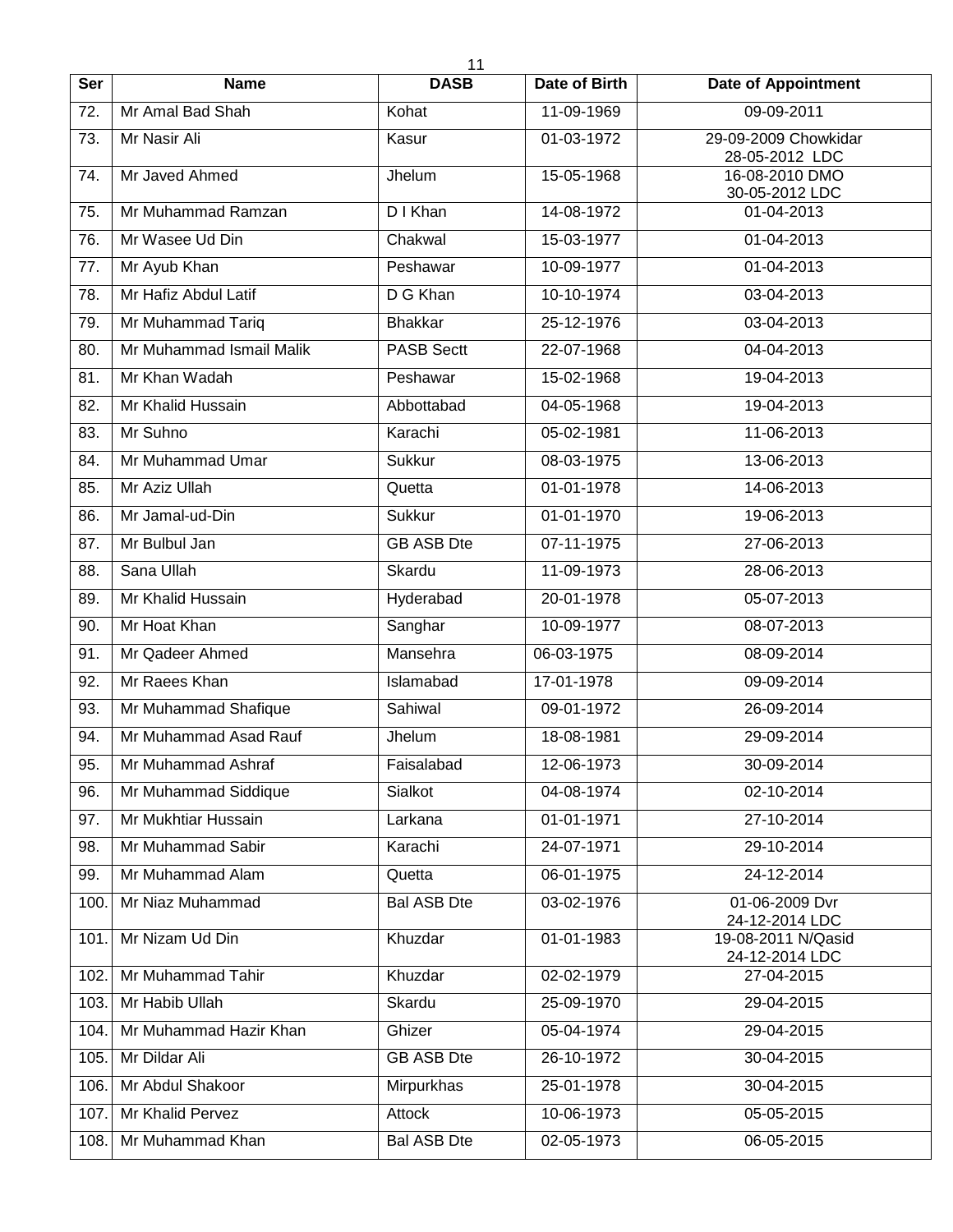| Ser | Name | DASB | Date of Birth | Date of Appointment |
|---|---|---|---|---|
| 72. | Mr Amal Bad Shah | Kohat | 11-09-1969 | 09-09-2011 |
| 73. | Mr Nasir Ali | Kasur | 01-03-1972 | 29-09-2009 Chowkidar<br>28-05-2012 LDC |
| 74. | Mr Javed Ahmed | Jhelum | 15-05-1968 | 16-08-2010 DMO<br>30-05-2012 LDC |
| 75. | Mr Muhammad Ramzan | D I Khan | 14-08-1972 | 01-04-2013 |
| 76. | Mr Wasee Ud Din | Chakwal | 15-03-1977 | 01-04-2013 |
| 77. | Mr Ayub Khan | Peshawar | 10-09-1977 | 01-04-2013 |
| 78. | Mr Hafiz Abdul Latif | D G Khan | 10-10-1974 | 03-04-2013 |
| 79. | Mr Muhammad Tariq | Bhakkar | 25-12-1976 | 03-04-2013 |
| 80. | Mr Muhammad Ismail Malik | PASB Sectt | 22-07-1968 | 04-04-2013 |
| 81. | Mr Khan Wadah | Peshawar | 15-02-1968 | 19-04-2013 |
| 82. | Mr Khalid Hussain | Abbottabad | 04-05-1968 | 19-04-2013 |
| 83. | Mr Suhno | Karachi | 05-02-1981 | 11-06-2013 |
| 84. | Mr Muhammad Umar | Sukkur | 08-03-1975 | 13-06-2013 |
| 85. | Mr Aziz Ullah | Quetta | 01-01-1978 | 14-06-2013 |
| 86. | Mr Jamal-ud-Din | Sukkur | 01-01-1970 | 19-06-2013 |
| 87. | Mr Bulbul Jan | GB ASB Dte | 07-11-1975 | 27-06-2013 |
| 88. | Sana Ullah | Skardu | 11-09-1973 | 28-06-2013 |
| 89. | Mr Khalid Hussain | Hyderabad | 20-01-1978 | 05-07-2013 |
| 90. | Mr Hoat Khan | Sanghar | 10-09-1977 | 08-07-2013 |
| 91. | Mr Qadeer Ahmed | Mansehra | 06-03-1975 | 08-09-2014 |
| 92. | Mr Raees Khan | Islamabad | 17-01-1978 | 09-09-2014 |
| 93. | Mr Muhammad Shafique | Sahiwal | 09-01-1972 | 26-09-2014 |
| 94. | Mr Muhammad Asad Rauf | Jhelum | 18-08-1981 | 29-09-2014 |
| 95. | Mr Muhammad Ashraf | Faisalabad | 12-06-1973 | 30-09-2014 |
| 96. | Mr Muhammad Siddique | Sialkot | 04-08-1974 | 02-10-2014 |
| 97. | Mr Mukhtiar Hussain | Larkana | 01-01-1971 | 27-10-2014 |
| 98. | Mr Muhammad Sabir | Karachi | 24-07-1971 | 29-10-2014 |
| 99. | Mr Muhammad Alam | Quetta | 06-01-1975 | 24-12-2014 |
| 100. | Mr Niaz Muhammad | Bal ASB Dte | 03-02-1976 | 01-06-2009 Dvr<br>24-12-2014 LDC |
| 101. | Mr Nizam Ud Din | Khuzdar | 01-01-1983 | 19-08-2011 N/Qasid<br>24-12-2014 LDC |
| 102. | Mr Muhammad Tahir | Khuzdar | 02-02-1979 | 27-04-2015 |
| 103. | Mr Habib Ullah | Skardu | 25-09-1970 | 29-04-2015 |
| 104. | Mr Muhammad Hazir Khan | Ghizer | 05-04-1974 | 29-04-2015 |
| 105. | Mr Dildar Ali | GB ASB Dte | 26-10-1972 | 30-04-2015 |
| 106. | Mr Abdul Shakoor | Mirpurkhas | 25-01-1978 | 30-04-2015 |
| 107. | Mr Khalid Pervez | Attock | 10-06-1973 | 05-05-2015 |
| 108. | Mr Muhammad Khan | Bal ASB Dte | 02-05-1973 | 06-05-2015 |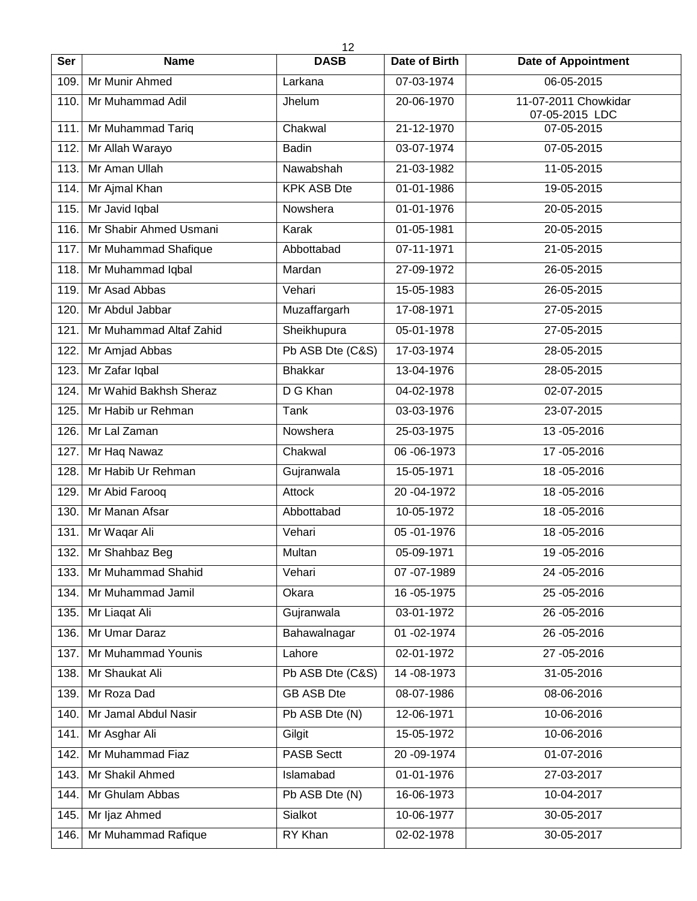| Ser | Name | DASB | Date of Birth | Date of Appointment |
|---|---|---|---|---|
| 109. | Mr Munir Ahmed | Larkana | 07-03-1974 | 06-05-2015 |
| 110. | Mr Muhammad Adil | Jhelum | 20-06-1970 | 11-07-2011 Chowkidar 07-05-2015 LDC |
| 111. | Mr Muhammad Tariq | Chakwal | 21-12-1970 | 07-05-2015 |
| 112. | Mr Allah Warayo | Badin | 03-07-1974 | 07-05-2015 |
| 113. | Mr Aman Ullah | Nawabshah | 21-03-1982 | 11-05-2015 |
| 114. | Mr Ajmal Khan | KPK ASB Dte | 01-01-1986 | 19-05-2015 |
| 115. | Mr Javid Iqbal | Nowshera | 01-01-1976 | 20-05-2015 |
| 116. | Mr Shabir Ahmed Usmani | Karak | 01-05-1981 | 20-05-2015 |
| 117. | Mr Muhammad Shafique | Abbottabad | 07-11-1971 | 21-05-2015 |
| 118. | Mr Muhammad Iqbal | Mardan | 27-09-1972 | 26-05-2015 |
| 119. | Mr Asad Abbas | Vehari | 15-05-1983 | 26-05-2015 |
| 120. | Mr Abdul Jabbar | Muzaffargarh | 17-08-1971 | 27-05-2015 |
| 121. | Mr Muhammad Altaf Zahid | Sheikhupura | 05-01-1978 | 27-05-2015 |
| 122. | Mr Amjad Abbas | Pb ASB Dte (C&S) | 17-03-1974 | 28-05-2015 |
| 123. | Mr Zafar Iqbal | Bhakkar | 13-04-1976 | 28-05-2015 |
| 124. | Mr Wahid Bakhsh Sheraz | D G Khan | 04-02-1978 | 02-07-2015 |
| 125. | Mr Habib ur Rehman | Tank | 03-03-1976 | 23-07-2015 |
| 126. | Mr Lal Zaman | Nowshera | 25-03-1975 | 13 -05-2016 |
| 127. | Mr Haq Nawaz | Chakwal | 06 -06-1973 | 17 -05-2016 |
| 128. | Mr Habib Ur Rehman | Gujranwala | 15-05-1971 | 18 -05-2016 |
| 129. | Mr Abid Farooq | Attock | 20 -04-1972 | 18 -05-2016 |
| 130. | Mr Manan Afsar | Abbottabad | 10-05-1972 | 18 -05-2016 |
| 131. | Mr Waqar Ali | Vehari | 05 -01-1976 | 18 -05-2016 |
| 132. | Mr Shahbaz Beg | Multan | 05-09-1971 | 19 -05-2016 |
| 133. | Mr Muhammad Shahid | Vehari | 07 -07-1989 | 24 -05-2016 |
| 134. | Mr Muhammad Jamil | Okara | 16 -05-1975 | 25 -05-2016 |
| 135. | Mr Liaqat Ali | Gujranwala | 03-01-1972 | 26 -05-2016 |
| 136. | Mr Umar Daraz | Bahawalnagar | 01 -02-1974 | 26 -05-2016 |
| 137. | Mr Muhammad Younis | Lahore | 02-01-1972 | 27 -05-2016 |
| 138. | Mr Shaukat Ali | Pb ASB Dte (C&S) | 14 -08-1973 | 31-05-2016 |
| 139. | Mr Roza Dad | GB ASB Dte | 08-07-1986 | 08-06-2016 |
| 140. | Mr Jamal Abdul Nasir | Pb ASB Dte (N) | 12-06-1971 | 10-06-2016 |
| 141. | Mr Asghar Ali | Gilgit | 15-05-1972 | 10-06-2016 |
| 142. | Mr Muhammad Fiaz | PASB Sectt | 20 -09-1974 | 01-07-2016 |
| 143. | Mr Shakil Ahmed | Islamabad | 01-01-1976 | 27-03-2017 |
| 144. | Mr Ghulam Abbas | Pb ASB Dte (N) | 16-06-1973 | 10-04-2017 |
| 145. | Mr Ijaz Ahmed | Sialkot | 10-06-1977 | 30-05-2017 |
| 146. | Mr Muhammad Rafique | RY Khan | 02-02-1978 | 30-05-2017 |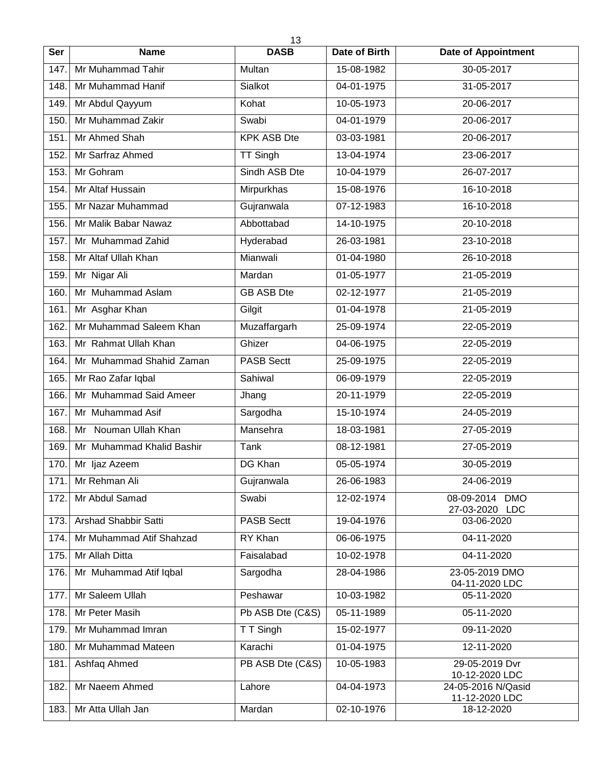| Ser | Name | DASB | Date of Birth | Date of Appointment |
|---|---|---|---|---|
| 147. | Mr Muhammad Tahir | Multan | 15-08-1982 | 30-05-2017 |
| 148. | Mr Muhammad Hanif | Sialkot | 04-01-1975 | 31-05-2017 |
| 149. | Mr Abdul Qayyum | Kohat | 10-05-1973 | 20-06-2017 |
| 150. | Mr Muhammad Zakir | Swabi | 04-01-1979 | 20-06-2017 |
| 151. | Mr Ahmed Shah | KPK ASB Dte | 03-03-1981 | 20-06-2017 |
| 152. | Mr Sarfraz Ahmed | TT Singh | 13-04-1974 | 23-06-2017 |
| 153. | Mr Gohram | Sindh ASB Dte | 10-04-1979 | 26-07-2017 |
| 154. | Mr Altaf Hussain | Mirpurkhas | 15-08-1976 | 16-10-2018 |
| 155. | Mr Nazar Muhammad | Gujranwala | 07-12-1983 | 16-10-2018 |
| 156. | Mr Malik Babar Nawaz | Abbottabad | 14-10-1975 | 20-10-2018 |
| 157. | Mr Muhammad Zahid | Hyderabad | 26-03-1981 | 23-10-2018 |
| 158. | Mr Altaf Ullah Khan | Mianwali | 01-04-1980 | 26-10-2018 |
| 159. | Mr Nigar Ali | Mardan | 01-05-1977 | 21-05-2019 |
| 160. | Mr Muhammad Aslam | GB ASB Dte | 02-12-1977 | 21-05-2019 |
| 161. | Mr Asghar Khan | Gilgit | 01-04-1978 | 21-05-2019 |
| 162. | Mr Muhammad Saleem Khan | Muzaffargarh | 25-09-1974 | 22-05-2019 |
| 163. | Mr Rahmat Ullah Khan | Ghizer | 04-06-1975 | 22-05-2019 |
| 164. | Mr Muhammad Shahid Zaman | PASB Sectt | 25-09-1975 | 22-05-2019 |
| 165. | Mr Rao Zafar Iqbal | Sahiwal | 06-09-1979 | 22-05-2019 |
| 166. | Mr Muhammad Said Ameer | Jhang | 20-11-1979 | 22-05-2019 |
| 167. | Mr Muhammad Asif | Sargodha | 15-10-1974 | 24-05-2019 |
| 168. | Mr Nouman Ullah Khan | Mansehra | 18-03-1981 | 27-05-2019 |
| 169. | Mr Muhammad Khalid Bashir | Tank | 08-12-1981 | 27-05-2019 |
| 170. | Mr Ijaz Azeem | DG Khan | 05-05-1974 | 30-05-2019 |
| 171. | Mr Rehman Ali | Gujranwala | 26-06-1983 | 24-06-2019 |
| 172. | Mr Abdul Samad | Swabi | 12-02-1974 | 08-09-2014 DMO<br>27-03-2020 LDC |
| 173. | Arshad Shabbir Satti | PASB Sectt | 19-04-1976 | 03-06-2020 |
| 174. | Mr Muhammad Atif Shahzad | RY Khan | 06-06-1975 | 04-11-2020 |
| 175. | Mr Allah Ditta | Faisalabad | 10-02-1978 | 04-11-2020 |
| 176. | Mr Muhammad Atif Iqbal | Sargodha | 28-04-1986 | 23-05-2019 DMO<br>04-11-2020 LDC |
| 177. | Mr Saleem Ullah | Peshawar | 10-03-1982 | 05-11-2020 |
| 178. | Mr Peter Masih | Pb ASB Dte (C&S) | 05-11-1989 | 05-11-2020 |
| 179. | Mr Muhammad Imran | T T Singh | 15-02-1977 | 09-11-2020 |
| 180. | Mr Muhammad Mateen | Karachi | 01-04-1975 | 12-11-2020 |
| 181. | Ashfaq Ahmed | PB ASB Dte (C&S) | 10-05-1983 | 29-05-2019 Dvr<br>10-12-2020 LDC |
| 182. | Mr Naeem Ahmed | Lahore | 04-04-1973 | 24-05-2016 N/Qasid<br>11-12-2020 LDC |
| 183. | Mr Atta Ullah Jan | Mardan | 02-10-1976 | 18-12-2020 |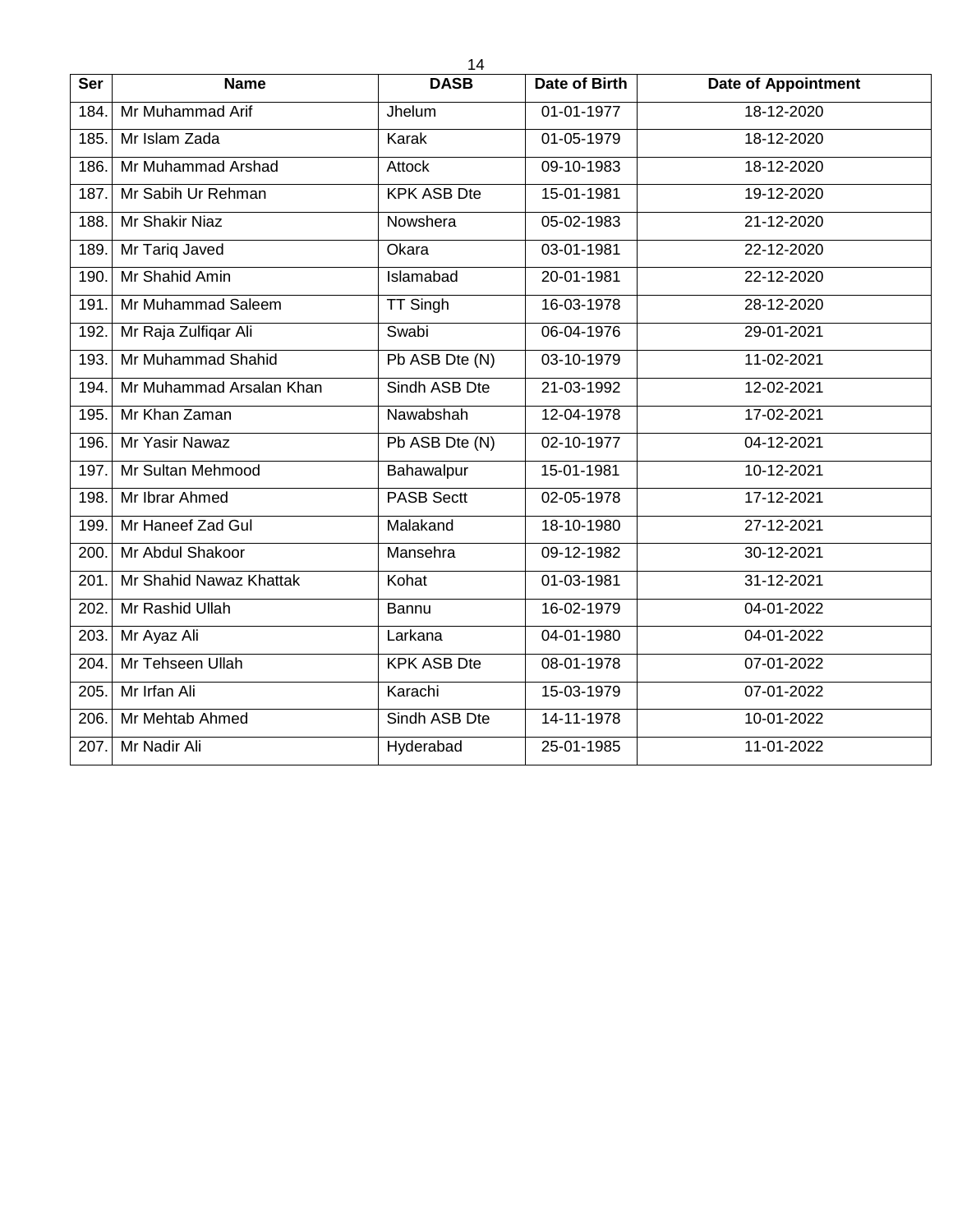| Ser | Name | DASB | Date of Birth | Date of Appointment |
|---|---|---|---|---|
| 184. | Mr Muhammad Arif | Jhelum | 01-01-1977 | 18-12-2020 |
| 185. | Mr Islam Zada | Karak | 01-05-1979 | 18-12-2020 |
| 186. | Mr Muhammad Arshad | Attock | 09-10-1983 | 18-12-2020 |
| 187. | Mr Sabih Ur Rehman | KPK ASB Dte | 15-01-1981 | 19-12-2020 |
| 188. | Mr Shakir Niaz | Nowshera | 05-02-1983 | 21-12-2020 |
| 189. | Mr Tariq Javed | Okara | 03-01-1981 | 22-12-2020 |
| 190. | Mr Shahid Amin | Islamabad | 20-01-1981 | 22-12-2020 |
| 191. | Mr Muhammad Saleem | TT Singh | 16-03-1978 | 28-12-2020 |
| 192. | Mr Raja Zulfiqar Ali | Swabi | 06-04-1976 | 29-01-2021 |
| 193. | Mr Muhammad Shahid | Pb ASB Dte (N) | 03-10-1979 | 11-02-2021 |
| 194. | Mr Muhammad Arsalan Khan | Sindh ASB Dte | 21-03-1992 | 12-02-2021 |
| 195. | Mr Khan Zaman | Nawabshah | 12-04-1978 | 17-02-2021 |
| 196. | Mr Yasir Nawaz | Pb ASB Dte (N) | 02-10-1977 | 04-12-2021 |
| 197. | Mr Sultan Mehmood | Bahawalpur | 15-01-1981 | 10-12-2021 |
| 198. | Mr Ibrar Ahmed | PASB Sectt | 02-05-1978 | 17-12-2021 |
| 199. | Mr Haneef Zad Gul | Malakand | 18-10-1980 | 27-12-2021 |
| 200. | Mr Abdul Shakoor | Mansehra | 09-12-1982 | 30-12-2021 |
| 201. | Mr Shahid Nawaz Khattak | Kohat | 01-03-1981 | 31-12-2021 |
| 202. | Mr Rashid Ullah | Bannu | 16-02-1979 | 04-01-2022 |
| 203. | Mr Ayaz Ali | Larkana | 04-01-1980 | 04-01-2022 |
| 204. | Mr Tehseen Ullah | KPK ASB Dte | 08-01-1978 | 07-01-2022 |
| 205. | Mr Irfan Ali | Karachi | 15-03-1979 | 07-01-2022 |
| 206. | Mr Mehtab Ahmed | Sindh ASB Dte | 14-11-1978 | 10-01-2022 |
| 207. | Mr Nadir Ali | Hyderabad | 25-01-1985 | 11-01-2022 |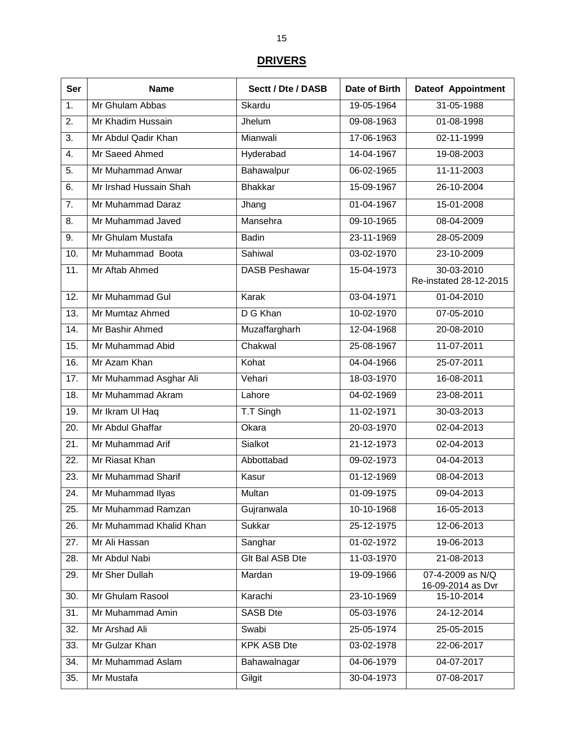## DRIVERS

| Ser | Name | Sectt / Dte / DASB | Date of Birth | Dateof Appointment |
|---|---|---|---|---|
| 1. | Mr Ghulam Abbas | Skardu | 19-05-1964 | 31-05-1988 |
| 2. | Mr Khadim Hussain | Jhelum | 09-08-1963 | 01-08-1998 |
| 3. | Mr Abdul Qadir Khan | Mianwali | 17-06-1963 | 02-11-1999 |
| 4. | Mr Saeed Ahmed | Hyderabad | 14-04-1967 | 19-08-2003 |
| 5. | Mr Muhammad Anwar | Bahawalpur | 06-02-1965 | 11-11-2003 |
| 6. | Mr Irshad Hussain Shah | Bhakkar | 15-09-1967 | 26-10-2004 |
| 7. | Mr Muhammad Daraz | Jhang | 01-04-1967 | 15-01-2008 |
| 8. | Mr Muhammad Javed | Mansehra | 09-10-1965 | 08-04-2009 |
| 9. | Mr Ghulam Mustafa | Badin | 23-11-1969 | 28-05-2009 |
| 10. | Mr Muhammad Boota | Sahiwal | 03-02-1970 | 23-10-2009 |
| 11. | Mr Aftab Ahmed | DASB Peshawar | 15-04-1973 | 30-03-2010 Re-instated 28-12-2015 |
| 12. | Mr Muhammad Gul | Karak | 03-04-1971 | 01-04-2010 |
| 13. | Mr Mumtaz Ahmed | D G Khan | 10-02-1970 | 07-05-2010 |
| 14. | Mr Bashir Ahmed | Muzaffargharh | 12-04-1968 | 20-08-2010 |
| 15. | Mr Muhammad Abid | Chakwal | 25-08-1967 | 11-07-2011 |
| 16. | Mr Azam Khan | Kohat | 04-04-1966 | 25-07-2011 |
| 17. | Mr Muhammad Asghar Ali | Vehari | 18-03-1970 | 16-08-2011 |
| 18. | Mr Muhammad Akram | Lahore | 04-02-1969 | 23-08-2011 |
| 19. | Mr Ikram Ul Haq | T.T Singh | 11-02-1971 | 30-03-2013 |
| 20. | Mr Abdul Ghaffar | Okara | 20-03-1970 | 02-04-2013 |
| 21. | Mr Muhammad Arif | Sialkot | 21-12-1973 | 02-04-2013 |
| 22. | Mr Riasat Khan | Abbottabad | 09-02-1973 | 04-04-2013 |
| 23. | Mr Muhammad Sharif | Kasur | 01-12-1969 | 08-04-2013 |
| 24. | Mr Muhammad Ilyas | Multan | 01-09-1975 | 09-04-2013 |
| 25. | Mr Muhammad Ramzan | Gujranwala | 10-10-1968 | 16-05-2013 |
| 26. | Mr Muhammad Khalid Khan | Sukkar | 25-12-1975 | 12-06-2013 |
| 27. | Mr Ali Hassan | Sanghar | 01-02-1972 | 19-06-2013 |
| 28. | Mr Abdul Nabi | Glt Bal ASB Dte | 11-03-1970 | 21-08-2013 |
| 29. | Mr Sher Dullah | Mardan | 19-09-1966 | 07-4-2009 as N/Q 16-09-2014 as Dvr |
| 30. | Mr Ghulam Rasool | Karachi | 23-10-1969 | 15-10-2014 |
| 31. | Mr Muhammad Amin | SASB Dte | 05-03-1976 | 24-12-2014 |
| 32. | Mr Arshad Ali | Swabi | 25-05-1974 | 25-05-2015 |
| 33. | Mr Gulzar Khan | KPK ASB Dte | 03-02-1978 | 22-06-2017 |
| 34. | Mr Muhammad Aslam | Bahawalnagar | 04-06-1979 | 04-07-2017 |
| 35. | Mr Mustafa | Gilgit | 30-04-1973 | 07-08-2017 |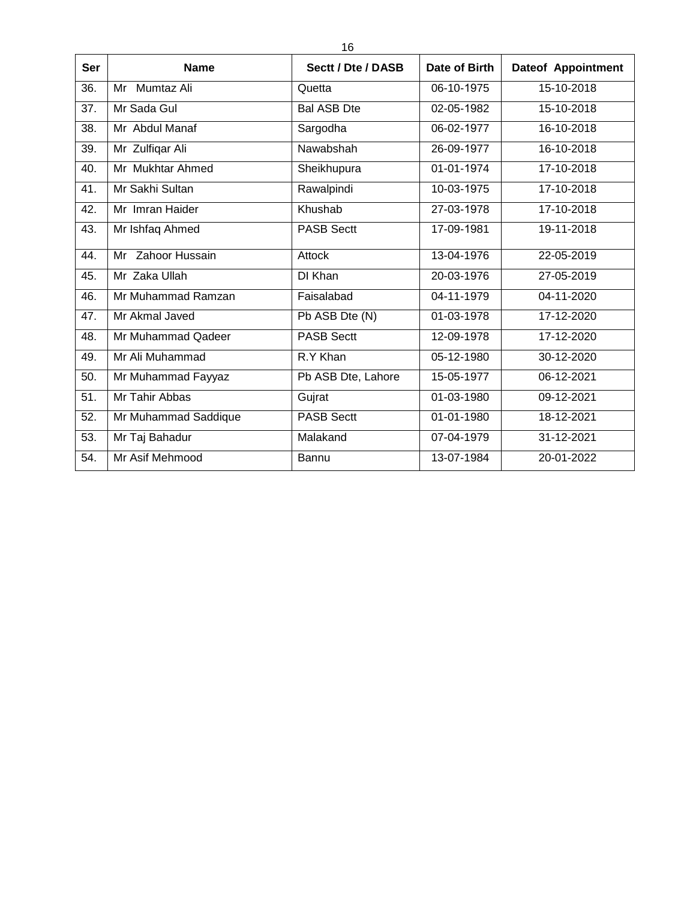| Ser | Name | Sectt / Dte / DASB | Date of Birth | Dateof Appointment |
|---|---|---|---|---|
| 36. | Mr Mumtaz Ali | Quetta | 06-10-1975 | 15-10-2018 |
| 37. | Mr Sada Gul | Bal ASB Dte | 02-05-1982 | 15-10-2018 |
| 38. | Mr Abdul Manaf | Sargodha | 06-02-1977 | 16-10-2018 |
| 39. | Mr Zulfiqar Ali | Nawabshah | 26-09-1977 | 16-10-2018 |
| 40. | Mr Mukhtar Ahmed | Sheikhupura | 01-01-1974 | 17-10-2018 |
| 41. | Mr Sakhi Sultan | Rawalpindi | 10-03-1975 | 17-10-2018 |
| 42. | Mr Imran Haider | Khushab | 27-03-1978 | 17-10-2018 |
| 43. | Mr Ishfaq Ahmed | PASB Sectt | 17-09-1981 | 19-11-2018 |
| 44. | Mr Zahoor Hussain | Attock | 13-04-1976 | 22-05-2019 |
| 45. | Mr Zaka Ullah | DI Khan | 20-03-1976 | 27-05-2019 |
| 46. | Mr Muhammad Ramzan | Faisalabad | 04-11-1979 | 04-11-2020 |
| 47. | Mr Akmal Javed | Pb ASB Dte (N) | 01-03-1978 | 17-12-2020 |
| 48. | Mr Muhammad Qadeer | PASB Sectt | 12-09-1978 | 17-12-2020 |
| 49. | Mr Ali Muhammad | R.Y Khan | 05-12-1980 | 30-12-2020 |
| 50. | Mr Muhammad Fayyaz | Pb ASB Dte, Lahore | 15-05-1977 | 06-12-2021 |
| 51. | Mr Tahir Abbas | Gujrat | 01-03-1980 | 09-12-2021 |
| 52. | Mr Muhammad Saddique | PASB Sectt | 01-01-1980 | 18-12-2021 |
| 53. | Mr Taj Bahadur | Malakand | 07-04-1979 | 31-12-2021 |
| 54. | Mr Asif Mehmood | Bannu | 13-07-1984 | 20-01-2022 |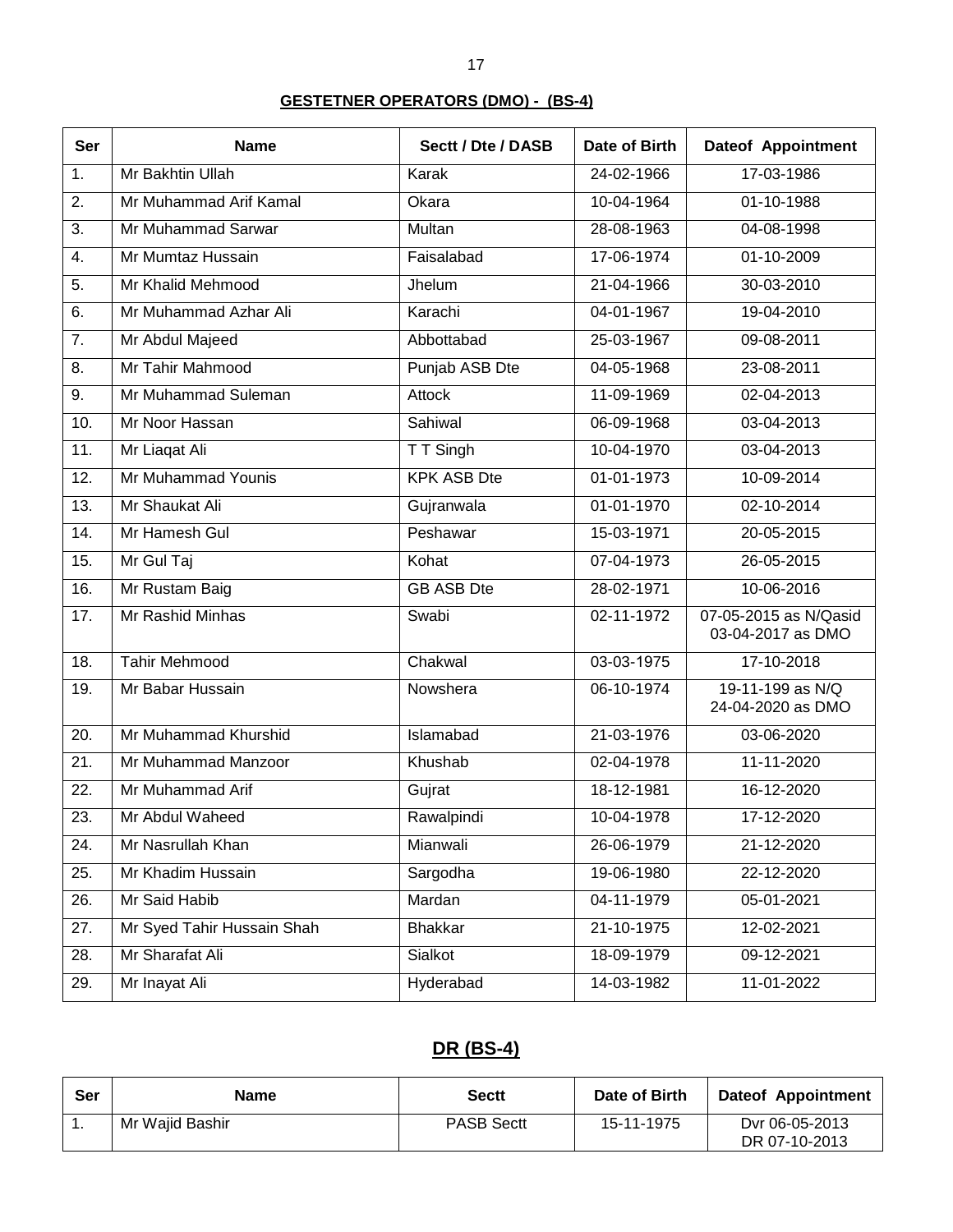## GESTETNER OPERATORS (DMO) - (BS-4)

| Ser | Name | Sectt / Dte / DASB | Date of Birth | Dateof Appointment |
|---|---|---|---|---|
| 1. | Mr Bakhtin Ullah | Karak | 24-02-1966 | 17-03-1986 |
| 2. | Mr Muhammad Arif Kamal | Okara | 10-04-1964 | 01-10-1988 |
| 3. | Mr Muhammad Sarwar | Multan | 28-08-1963 | 04-08-1998 |
| 4. | Mr Mumtaz Hussain | Faisalabad | 17-06-1974 | 01-10-2009 |
| 5. | Mr Khalid Mehmood | Jhelum | 21-04-1966 | 30-03-2010 |
| 6. | Mr Muhammad Azhar Ali | Karachi | 04-01-1967 | 19-04-2010 |
| 7. | Mr Abdul Majeed | Abbottabad | 25-03-1967 | 09-08-2011 |
| 8. | Mr Tahir Mahmood | Punjab ASB Dte | 04-05-1968 | 23-08-2011 |
| 9. | Mr Muhammad Suleman | Attock | 11-09-1969 | 02-04-2013 |
| 10. | Mr Noor Hassan | Sahiwal | 06-09-1968 | 03-04-2013 |
| 11. | Mr Liaqat Ali | T T Singh | 10-04-1970 | 03-04-2013 |
| 12. | Mr Muhammad Younis | KPK ASB Dte | 01-01-1973 | 10-09-2014 |
| 13. | Mr Shaukat Ali | Gujranwala | 01-01-1970 | 02-10-2014 |
| 14. | Mr Hamesh Gul | Peshawar | 15-03-1971 | 20-05-2015 |
| 15. | Mr Gul Taj | Kohat | 07-04-1973 | 26-05-2015 |
| 16. | Mr Rustam Baig | GB ASB Dte | 28-02-1971 | 10-06-2016 |
| 17. | Mr Rashid Minhas | Swabi | 02-11-1972 | 07-05-2015 as N/Qasid 03-04-2017 as DMO |
| 18. | Tahir Mehmood | Chakwal | 03-03-1975 | 17-10-2018 |
| 19. | Mr Babar Hussain | Nowshera | 06-10-1974 | 19-11-199 as N/Q 24-04-2020 as DMO |
| 20. | Mr Muhammad Khurshid | Islamabad | 21-03-1976 | 03-06-2020 |
| 21. | Mr Muhammad Manzoor | Khushab | 02-04-1978 | 11-11-2020 |
| 22. | Mr Muhammad Arif | Gujrat | 18-12-1981 | 16-12-2020 |
| 23. | Mr Abdul Waheed | Rawalpindi | 10-04-1978 | 17-12-2020 |
| 24. | Mr Nasrullah Khan | Mianwali | 26-06-1979 | 21-12-2020 |
| 25. | Mr Khadim Hussain | Sargodha | 19-06-1980 | 22-12-2020 |
| 26. | Mr Said Habib | Mardan | 04-11-1979 | 05-01-2021 |
| 27. | Mr Syed Tahir Hussain Shah | Bhakkar | 21-10-1975 | 12-02-2021 |
| 28. | Mr Sharafat Ali | Sialkot | 18-09-1979 | 09-12-2021 |
| 29. | Mr Inayat Ali | Hyderabad | 14-03-1982 | 11-01-2022 |

## DR (BS-4)

| Ser | Name | Sectt | Date of Birth | Dateof Appointment |
|---|---|---|---|---|
| 1. | Mr Wajid Bashir | PASB Sectt | 15-11-1975 | Dvr 06-05-2013 DR 07-10-2013 |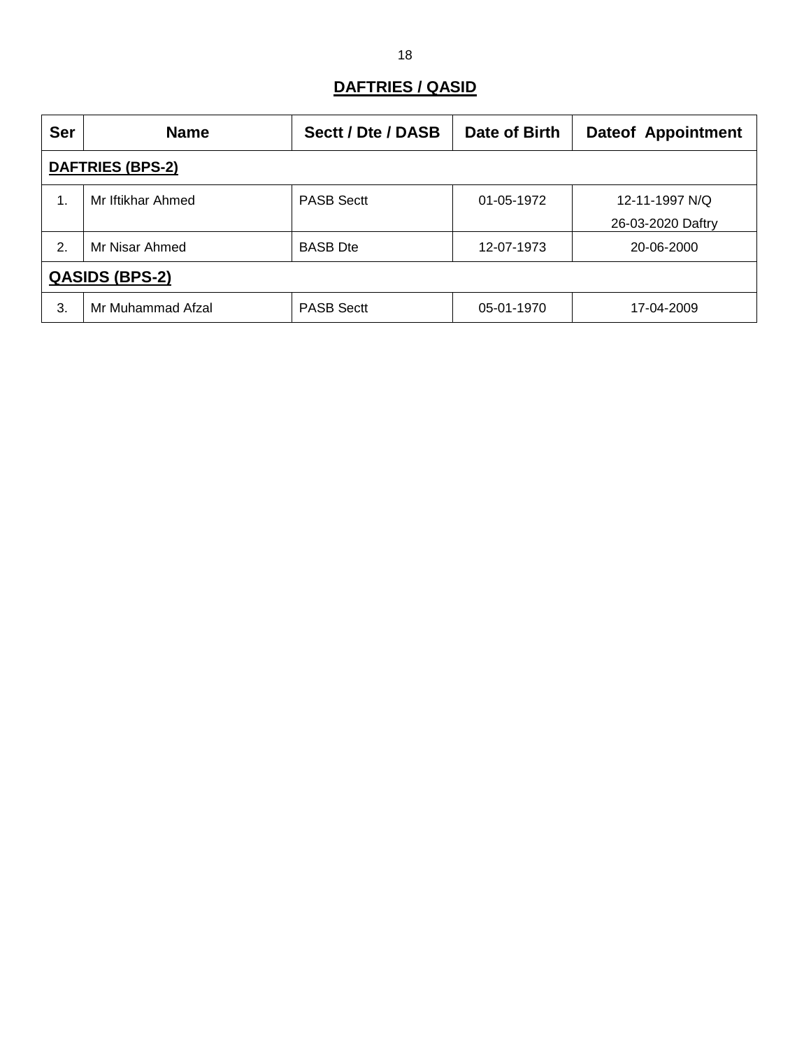## DAFTRIES / QASID

| Ser | Name | Sectt / Dte / DASB | Date of Birth | Dateof Appointment |
|---|---|---|---|---|
| **DAFTRIES (BPS-2)** | | | | |
| 1. | Mr Iftikhar Ahmed | PASB Sectt | 01-05-1972 | 12-11-1997 N/Q<br>26-03-2020 Daftry |
| 2. | Mr Nisar Ahmed | BASB Dte | 12-07-1973 | 20-06-2000 |
| **QASIDS (BPS-2)** | | | | |
| 3. | Mr Muhammad Afzal | PASB Sectt | 05-01-1970 | 17-04-2009 |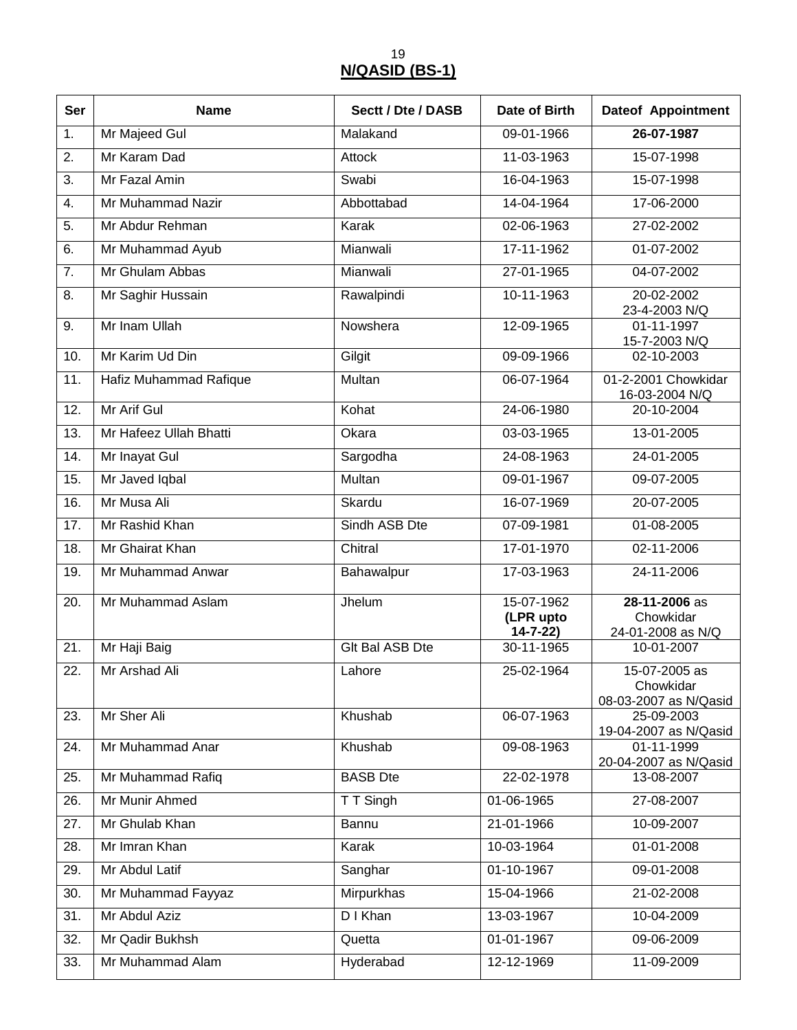## N/QASID (BS-1)

| Ser | Name | Sectt / Dte / DASB | Date of Birth | Dateof Appointment |
|---|---|---|---|---|
| 1. | Mr Majeed Gul | Malakand | 09-01-1966 | **26-07-1987** |
| 2. | Mr Karam Dad | Attock | 11-03-1963 | 15-07-1998 |
| 3. | Mr Fazal Amin | Swabi | 16-04-1963 | 15-07-1998 |
| 4. | Mr Muhammad Nazir | Abbottabad | 14-04-1964 | 17-06-2000 |
| 5. | Mr Abdur Rehman | Karak | 02-06-1963 | 27-02-2002 |
| 6. | Mr Muhammad Ayub | Mianwali | 17-11-1962 | 01-07-2002 |
| 7. | Mr Ghulam Abbas | Mianwali | 27-01-1965 | 04-07-2002 |
| 8. | Mr Saghir Hussain | Rawalpindi | 10-11-1963 | 20-02-2002 23-4-2003 N/Q |
| 9. | Mr Inam Ullah | Nowshera | 12-09-1965 | 01-11-1997 15-7-2003 N/Q |
| 10. | Mr Karim Ud Din | Gilgit | 09-09-1966 | 02-10-2003 |
| 11. | Hafiz Muhammad Rafique | Multan | 06-07-1964 | 01-2-2001 Chowkidar 16-03-2004 N/Q |
| 12. | Mr Arif Gul | Kohat | 24-06-1980 | 20-10-2004 |
| 13. | Mr Hafeez Ullah Bhatti | Okara | 03-03-1965 | 13-01-2005 |
| 14. | Mr Inayat Gul | Sargodha | 24-08-1963 | 24-01-2005 |
| 15. | Mr Javed Iqbal | Multan | 09-01-1967 | 09-07-2005 |
| 16. | Mr Musa Ali | Skardu | 16-07-1969 | 20-07-2005 |
| 17. | Mr Rashid Khan | Sindh ASB Dte | 07-09-1981 | 01-08-2005 |
| 18. | Mr Ghairat Khan | Chitral | 17-01-1970 | 02-11-2006 |
| 19. | Mr Muhammad Anwar | Bahawalpur | 17-03-1963 | 24-11-2006 |
| 20. | Mr Muhammad Aslam | Jhelum | 15-07-1962 **(LPR upto 14-7-22)** | **28-11-2006** as Chowkidar 24-01-2008 as N/Q |
| 21. | Mr Haji Baig | Glt Bal ASB Dte | 30-11-1965 | 10-01-2007 |
| 22. | Mr Arshad Ali | Lahore | 25-02-1964 | 15-07-2005 as Chowkidar 08-03-2007 as N/Qasid |
| 23. | Mr Sher Ali | Khushab | 06-07-1963 | 25-09-2003 19-04-2007 as N/Qasid |
| 24. | Mr Muhammad Anar | Khushab | 09-08-1963 | 01-11-1999 20-04-2007 as N/Qasid |
| 25. | Mr Muhammad Rafiq | BASB Dte | 22-02-1978 | 13-08-2007 |
| 26. | Mr Munir Ahmed | T T Singh | 01-06-1965 | 27-08-2007 |
| 27. | Mr Ghulab Khan | Bannu | 21-01-1966 | 10-09-2007 |
| 28. | Mr Imran Khan | Karak | 10-03-1964 | 01-01-2008 |
| 29. | Mr Abdul Latif | Sanghar | 01-10-1967 | 09-01-2008 |
| 30. | Mr Muhammad Fayyaz | Mirpurkhas | 15-04-1966 | 21-02-2008 |
| 31. | Mr Abdul Aziz | D I Khan | 13-03-1967 | 10-04-2009 |
| 32. | Mr Qadir Bukhsh | Quetta | 01-01-1967 | 09-06-2009 |
| 33. | Mr Muhammad Alam | Hyderabad | 12-12-1969 | 11-09-2009 |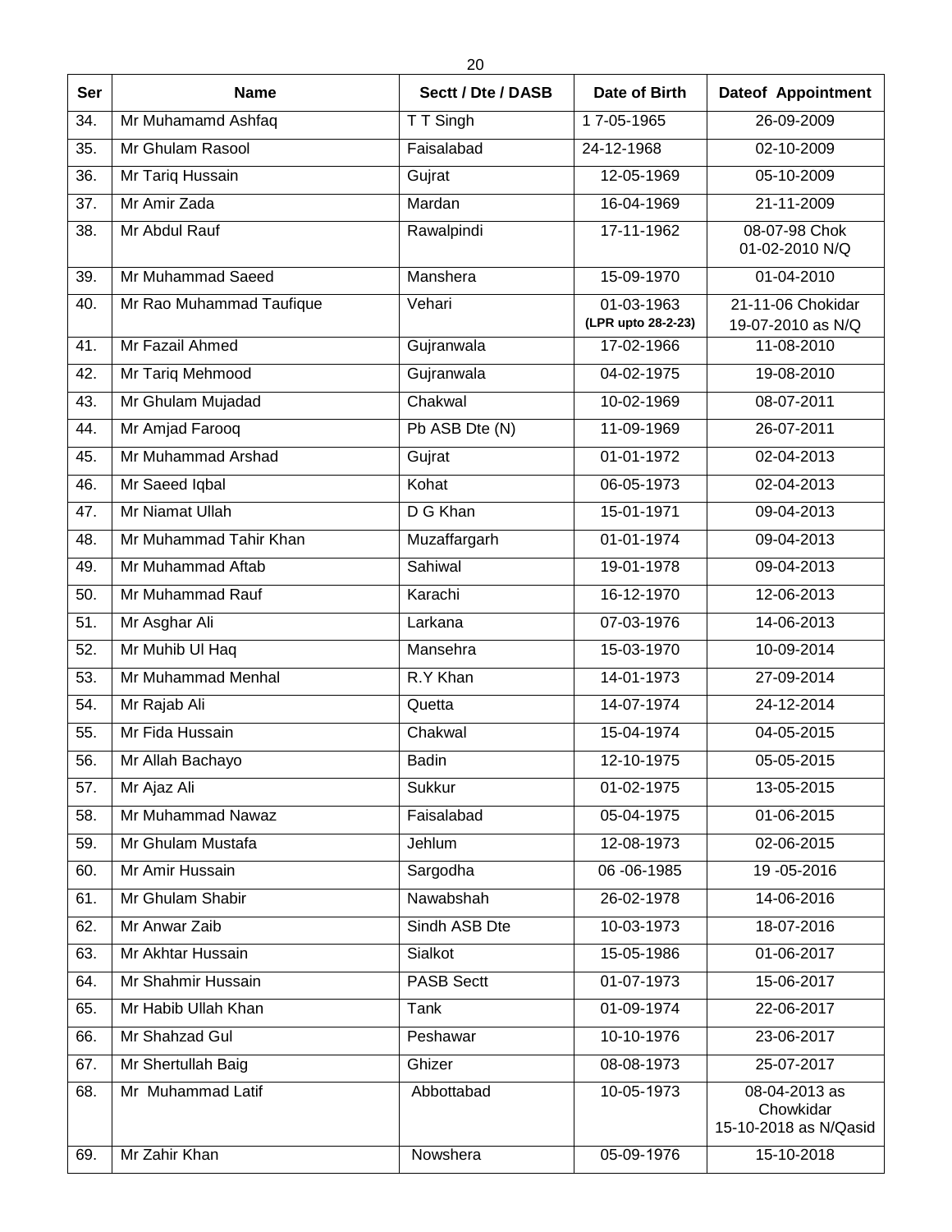| Ser | Name | Sectt / Dte / DASB | Date of Birth | Dateof Appointment |
|---|---|---|---|---|
| 34. | Mr Muhamamd Ashfaq | T T Singh | 1 7-05-1965 | 26-09-2009 |
| 35. | Mr Ghulam Rasool | Faisalabad | 24-12-1968 | 02-10-2009 |
| 36. | Mr Tariq Hussain | Gujrat | 12-05-1969 | 05-10-2009 |
| 37. | Mr Amir Zada | Mardan | 16-04-1969 | 21-11-2009 |
| 38. | Mr Abdul Rauf | Rawalpindi | 17-11-1962 | 08-07-98 Chok<br>01-02-2010 N/Q |
| 39. | Mr Muhammad Saeed | Manshera | 15-09-1970 | 01-04-2010 |
| 40. | Mr Rao Muhammad Taufique | Vehari | 01-03-1963<br>**(LPR upto 28-2-23)** | 21-11-06 Chokidar<br>19-07-2010 as N/Q |
| 41. | Mr Fazail Ahmed | Gujranwala | 17-02-1966 | 11-08-2010 |
| 42. | Mr Tariq Mehmood | Gujranwala | 04-02-1975 | 19-08-2010 |
| 43. | Mr Ghulam Mujadad | Chakwal | 10-02-1969 | 08-07-2011 |
| 44. | Mr Amjad Farooq | Pb ASB Dte (N) | 11-09-1969 | 26-07-2011 |
| 45. | Mr Muhammad Arshad | Gujrat | 01-01-1972 | 02-04-2013 |
| 46. | Mr Saeed Iqbal | Kohat | 06-05-1973 | 02-04-2013 |
| 47. | Mr Niamat Ullah | D G Khan | 15-01-1971 | 09-04-2013 |
| 48. | Mr Muhammad Tahir Khan | Muzaffargarh | 01-01-1974 | 09-04-2013 |
| 49. | Mr Muhammad Aftab | Sahiwal | 19-01-1978 | 09-04-2013 |
| 50. | Mr Muhammad Rauf | Karachi | 16-12-1970 | 12-06-2013 |
| 51. | Mr Asghar Ali | Larkana | 07-03-1976 | 14-06-2013 |
| 52. | Mr Muhib Ul Haq | Mansehra | 15-03-1970 | 10-09-2014 |
| 53. | Mr Muhammad Menhal | R.Y Khan | 14-01-1973 | 27-09-2014 |
| 54. | Mr Rajab Ali | Quetta | 14-07-1974 | 24-12-2014 |
| 55. | Mr Fida Hussain | Chakwal | 15-04-1974 | 04-05-2015 |
| 56. | Mr Allah Bachayo | Badin | 12-10-1975 | 05-05-2015 |
| 57. | Mr Ajaz Ali | Sukkur | 01-02-1975 | 13-05-2015 |
| 58. | Mr Muhammad Nawaz | Faisalabad | 05-04-1975 | 01-06-2015 |
| 59. | Mr Ghulam Mustafa | Jehlum | 12-08-1973 | 02-06-2015 |
| 60. | Mr Amir Hussain | Sargodha | 06 -06-1985 | 19 -05-2016 |
| 61. | Mr Ghulam Shabir | Nawabshah | 26-02-1978 | 14-06-2016 |
| 62. | Mr Anwar Zaib | Sindh ASB Dte | 10-03-1973 | 18-07-2016 |
| 63. | Mr Akhtar Hussain | Sialkot | 15-05-1986 | 01-06-2017 |
| 64. | Mr Shahmir Hussain | PASB Sectt | 01-07-1973 | 15-06-2017 |
| 65. | Mr Habib Ullah Khan | Tank | 01-09-1974 | 22-06-2017 |
| 66. | Mr Shahzad Gul | Peshawar | 10-10-1976 | 23-06-2017 |
| 67. | Mr Shertullah Baig | Ghizer | 08-08-1973 | 25-07-2017 |
| 68. | Mr Muhammad Latif | Abbottabad | 10-05-1973 | 08-04-2013 as<br>Chowkidar<br>15-10-2018 as N/Qasid |
| 69. | Mr Zahir Khan | Nowshera | 05-09-1976 | 15-10-2018 |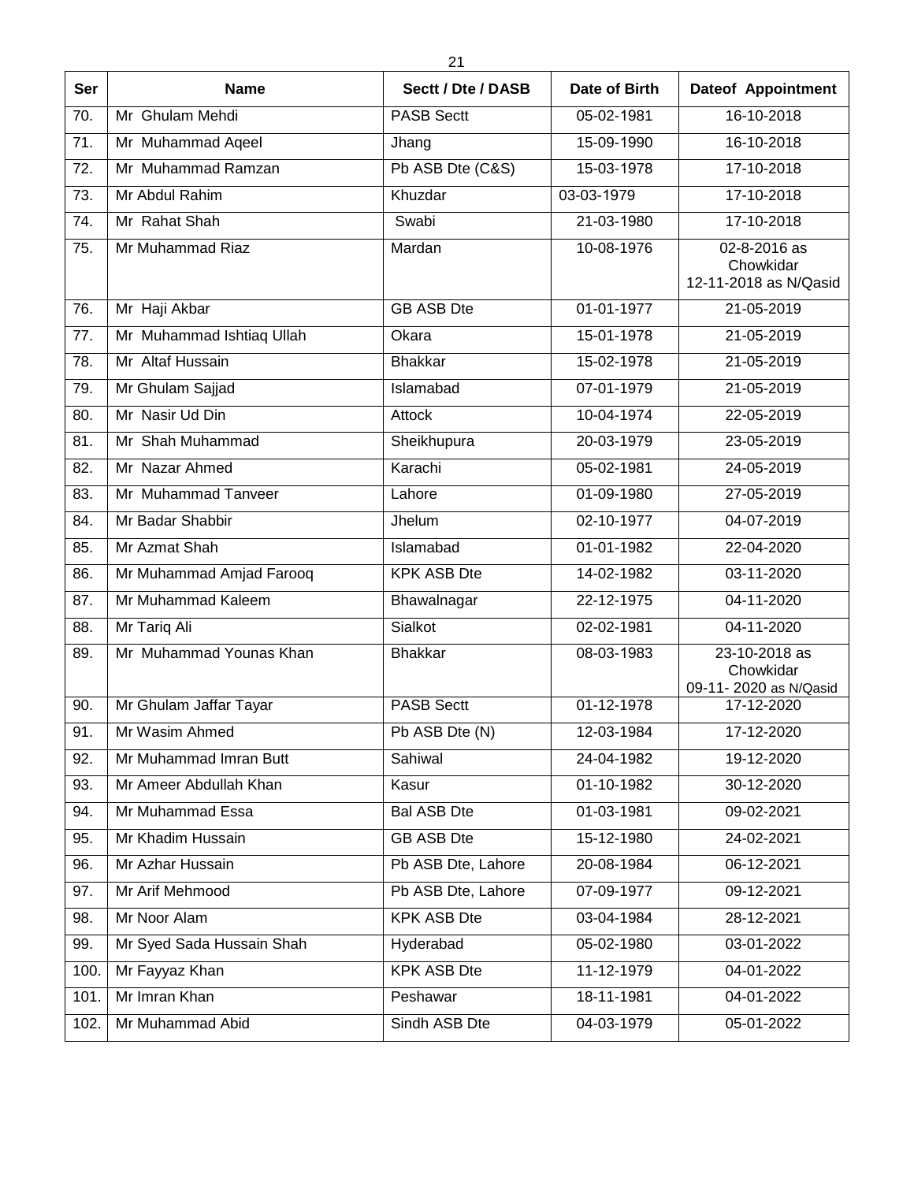| Ser | Name | Sectt / Dte / DASB | Date of Birth | Dateof Appointment |
|---|---|---|---|---|
| 70. | Mr Ghulam Mehdi | PASB Sectt | 05-02-1981 | 16-10-2018 |
| 71. | Mr Muhammad Aqeel | Jhang | 15-09-1990 | 16-10-2018 |
| 72. | Mr Muhammad Ramzan | Pb ASB Dte (C&S) | 15-03-1978 | 17-10-2018 |
| 73. | Mr Abdul Rahim | Khuzdar | 03-03-1979 | 17-10-2018 |
| 74. | Mr Rahat Shah | Swabi | 21-03-1980 | 17-10-2018 |
| 75. | Mr Muhammad Riaz | Mardan | 10-08-1976 | 02-8-2016 as Chowkidar 12-11-2018 as N/Qasid |
| 76. | Mr Haji Akbar | GB ASB Dte | 01-01-1977 | 21-05-2019 |
| 77. | Mr Muhammad Ishtiaq Ullah | Okara | 15-01-1978 | 21-05-2019 |
| 78. | Mr Altaf Hussain | Bhakkar | 15-02-1978 | 21-05-2019 |
| 79. | Mr Ghulam Sajjad | Islamabad | 07-01-1979 | 21-05-2019 |
| 80. | Mr Nasir Ud Din | Attock | 10-04-1974 | 22-05-2019 |
| 81. | Mr Shah Muhammad | Sheikhupura | 20-03-1979 | 23-05-2019 |
| 82. | Mr Nazar Ahmed | Karachi | 05-02-1981 | 24-05-2019 |
| 83. | Mr Muhammad Tanveer | Lahore | 01-09-1980 | 27-05-2019 |
| 84. | Mr Badar Shabbir | Jhelum | 02-10-1977 | 04-07-2019 |
| 85. | Mr Azmat Shah | Islamabad | 01-01-1982 | 22-04-2020 |
| 86. | Mr Muhammad Amjad Farooq | KPK ASB Dte | 14-02-1982 | 03-11-2020 |
| 87. | Mr Muhammad Kaleem | Bhawalnagar | 22-12-1975 | 04-11-2020 |
| 88. | Mr Tariq Ali | Sialkot | 02-02-1981 | 04-11-2020 |
| 89. | Mr Muhammad Younas Khan | Bhakkar | 08-03-1983 | 23-10-2018 as Chowkidar 09-11- 2020 as N/Qasid |
| 90. | Mr Ghulam Jaffar Tayar | PASB Sectt | 01-12-1978 | 17-12-2020 |
| 91. | Mr Wasim Ahmed | Pb ASB Dte (N) | 12-03-1984 | 17-12-2020 |
| 92. | Mr Muhammad Imran Butt | Sahiwal | 24-04-1982 | 19-12-2020 |
| 93. | Mr Ameer Abdullah Khan | Kasur | 01-10-1982 | 30-12-2020 |
| 94. | Mr Muhammad Essa | Bal ASB Dte | 01-03-1981 | 09-02-2021 |
| 95. | Mr Khadim Hussain | GB ASB Dte | 15-12-1980 | 24-02-2021 |
| 96. | Mr Azhar Hussain | Pb ASB Dte, Lahore | 20-08-1984 | 06-12-2021 |
| 97. | Mr Arif Mehmood | Pb ASB Dte, Lahore | 07-09-1977 | 09-12-2021 |
| 98. | Mr Noor Alam | KPK ASB Dte | 03-04-1984 | 28-12-2021 |
| 99. | Mr Syed Sada Hussain Shah | Hyderabad | 05-02-1980 | 03-01-2022 |
| 100. | Mr Fayyaz Khan | KPK ASB Dte | 11-12-1979 | 04-01-2022 |
| 101. | Mr Imran Khan | Peshawar | 18-11-1981 | 04-01-2022 |
| 102. | Mr Muhammad Abid | Sindh ASB Dte | 04-03-1979 | 05-01-2022 |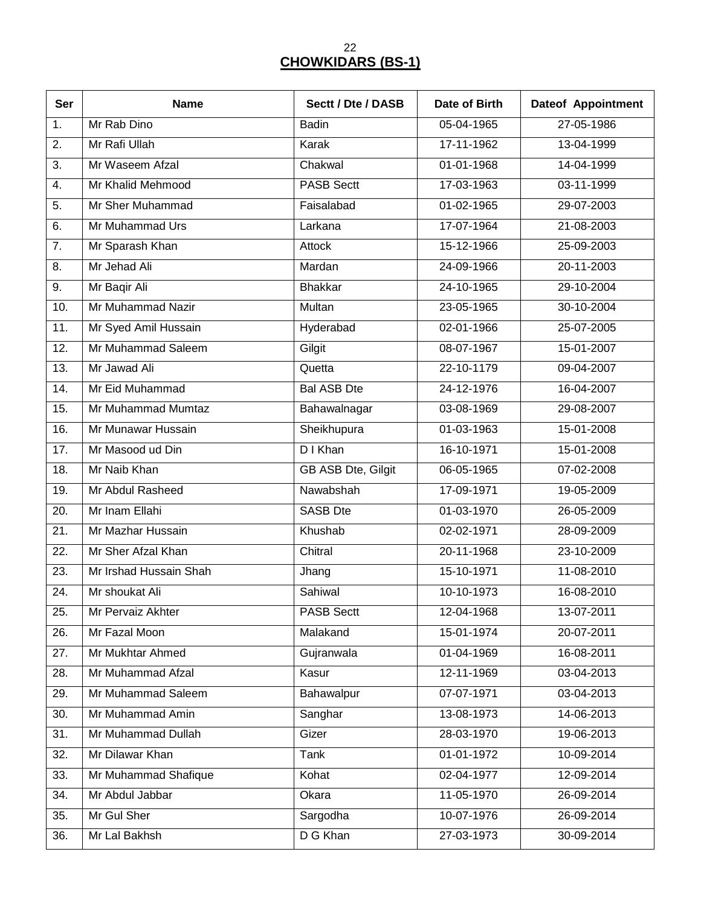# CHOWKIDARS (BS-1)

| Ser | Name | Sectt / Dte / DASB | Date of Birth | Dateof Appointment |
|---|---|---|---|---|
| 1. | Mr Rab Dino | Badin | 05-04-1965 | 27-05-1986 |
| 2. | Mr Rafi Ullah | Karak | 17-11-1962 | 13-04-1999 |
| 3. | Mr Waseem Afzal | Chakwal | 01-01-1968 | 14-04-1999 |
| 4. | Mr Khalid Mehmood | PASB Sectt | 17-03-1963 | 03-11-1999 |
| 5. | Mr Sher Muhammad | Faisalabad | 01-02-1965 | 29-07-2003 |
| 6. | Mr Muhammad Urs | Larkana | 17-07-1964 | 21-08-2003 |
| 7. | Mr Sparash Khan | Attock | 15-12-1966 | 25-09-2003 |
| 8. | Mr Jehad Ali | Mardan | 24-09-1966 | 20-11-2003 |
| 9. | Mr Baqir Ali | Bhakkar | 24-10-1965 | 29-10-2004 |
| 10. | Mr Muhammad Nazir | Multan | 23-05-1965 | 30-10-2004 |
| 11. | Mr Syed Amil Hussain | Hyderabad | 02-01-1966 | 25-07-2005 |
| 12. | Mr Muhammad Saleem | Gilgit | 08-07-1967 | 15-01-2007 |
| 13. | Mr Jawad Ali | Quetta | 22-10-1179 | 09-04-2007 |
| 14. | Mr Eid Muhammad | Bal ASB Dte | 24-12-1976 | 16-04-2007 |
| 15. | Mr Muhammad Mumtaz | Bahawalnagar | 03-08-1969 | 29-08-2007 |
| 16. | Mr Munawar Hussain | Sheikhupura | 01-03-1963 | 15-01-2008 |
| 17. | Mr Masood ud Din | D I Khan | 16-10-1971 | 15-01-2008 |
| 18. | Mr Naib Khan | GB ASB Dte, Gilgit | 06-05-1965 | 07-02-2008 |
| 19. | Mr Abdul Rasheed | Nawabshah | 17-09-1971 | 19-05-2009 |
| 20. | Mr Inam Ellahi | SASB Dte | 01-03-1970 | 26-05-2009 |
| 21. | Mr Mazhar Hussain | Khushab | 02-02-1971 | 28-09-2009 |
| 22. | Mr Sher Afzal Khan | Chitral | 20-11-1968 | 23-10-2009 |
| 23. | Mr Irshad Hussain Shah | Jhang | 15-10-1971 | 11-08-2010 |
| 24. | Mr shoukat Ali | Sahiwal | 10-10-1973 | 16-08-2010 |
| 25. | Mr Pervaiz Akhter | PASB Sectt | 12-04-1968 | 13-07-2011 |
| 26. | Mr Fazal Moon | Malakand | 15-01-1974 | 20-07-2011 |
| 27. | Mr Mukhtar Ahmed | Gujranwala | 01-04-1969 | 16-08-2011 |
| 28. | Mr Muhammad Afzal | Kasur | 12-11-1969 | 03-04-2013 |
| 29. | Mr Muhammad Saleem | Bahawalpur | 07-07-1971 | 03-04-2013 |
| 30. | Mr Muhammad Amin | Sanghar | 13-08-1973 | 14-06-2013 |
| 31. | Mr Muhammad Dullah | Gizer | 28-03-1970 | 19-06-2013 |
| 32. | Mr Dilawar Khan | Tank | 01-01-1972 | 10-09-2014 |
| 33. | Mr Muhammad Shafique | Kohat | 02-04-1977 | 12-09-2014 |
| 34. | Mr Abdul Jabbar | Okara | 11-05-1970 | 26-09-2014 |
| 35. | Mr Gul Sher | Sargodha | 10-07-1976 | 26-09-2014 |
| 36. | Mr Lal Bakhsh | D G Khan | 27-03-1973 | 30-09-2014 |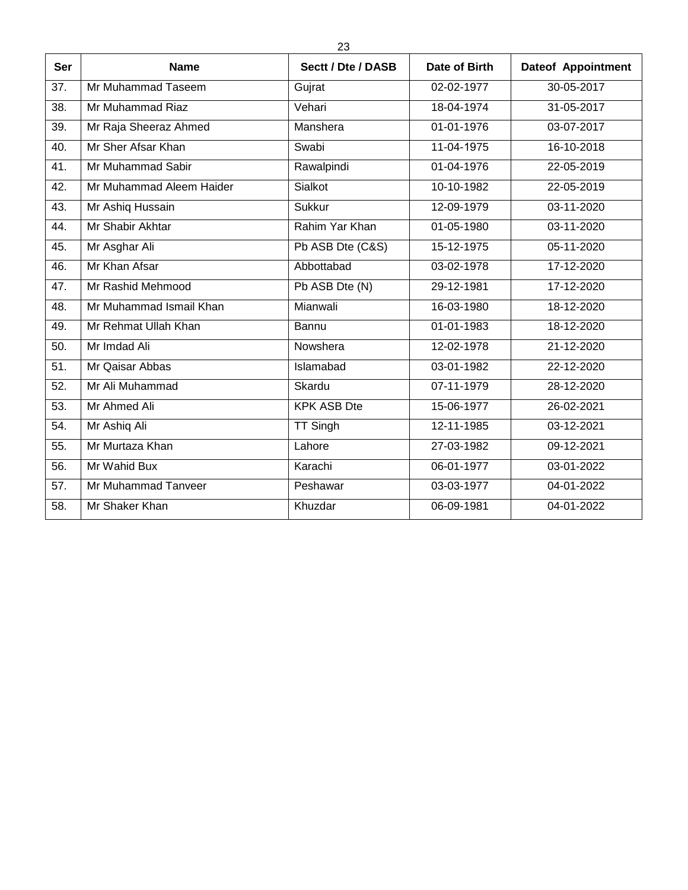| Ser | Name | Sectt / Dte / DASB | Date of Birth | Dateof Appointment |
|---|---|---|---|---|
| 37. | Mr Muhammad Taseem | Gujrat | 02-02-1977 | 30-05-2017 |
| 38. | Mr Muhammad Riaz | Vehari | 18-04-1974 | 31-05-2017 |
| 39. | Mr Raja Sheeraz Ahmed | Manshera | 01-01-1976 | 03-07-2017 |
| 40. | Mr Sher Afsar Khan | Swabi | 11-04-1975 | 16-10-2018 |
| 41. | Mr Muhammad Sabir | Rawalpindi | 01-04-1976 | 22-05-2019 |
| 42. | Mr Muhammad Aleem Haider | Sialkot | 10-10-1982 | 22-05-2019 |
| 43. | Mr Ashiq Hussain | Sukkur | 12-09-1979 | 03-11-2020 |
| 44. | Mr Shabir Akhtar | Rahim Yar Khan | 01-05-1980 | 03-11-2020 |
| 45. | Mr Asghar Ali | Pb ASB Dte (C&S) | 15-12-1975 | 05-11-2020 |
| 46. | Mr Khan Afsar | Abbottabad | 03-02-1978 | 17-12-2020 |
| 47. | Mr Rashid Mehmood | Pb ASB Dte (N) | 29-12-1981 | 17-12-2020 |
| 48. | Mr Muhammad Ismail Khan | Mianwali | 16-03-1980 | 18-12-2020 |
| 49. | Mr Rehmat Ullah Khan | Bannu | 01-01-1983 | 18-12-2020 |
| 50. | Mr Imdad Ali | Nowshera | 12-02-1978 | 21-12-2020 |
| 51. | Mr Qaisar Abbas | Islamabad | 03-01-1982 | 22-12-2020 |
| 52. | Mr Ali Muhammad | Skardu | 07-11-1979 | 28-12-2020 |
| 53. | Mr Ahmed Ali | KPK ASB Dte | 15-06-1977 | 26-02-2021 |
| 54. | Mr Ashiq Ali | TT Singh | 12-11-1985 | 03-12-2021 |
| 55. | Mr Murtaza Khan | Lahore | 27-03-1982 | 09-12-2021 |
| 56. | Mr Wahid Bux | Karachi | 06-01-1977 | 03-01-2022 |
| 57. | Mr Muhammad Tanveer | Peshawar | 03-03-1977 | 04-01-2022 |
| 58. | Mr Shaker Khan | Khuzdar | 06-09-1981 | 04-01-2022 |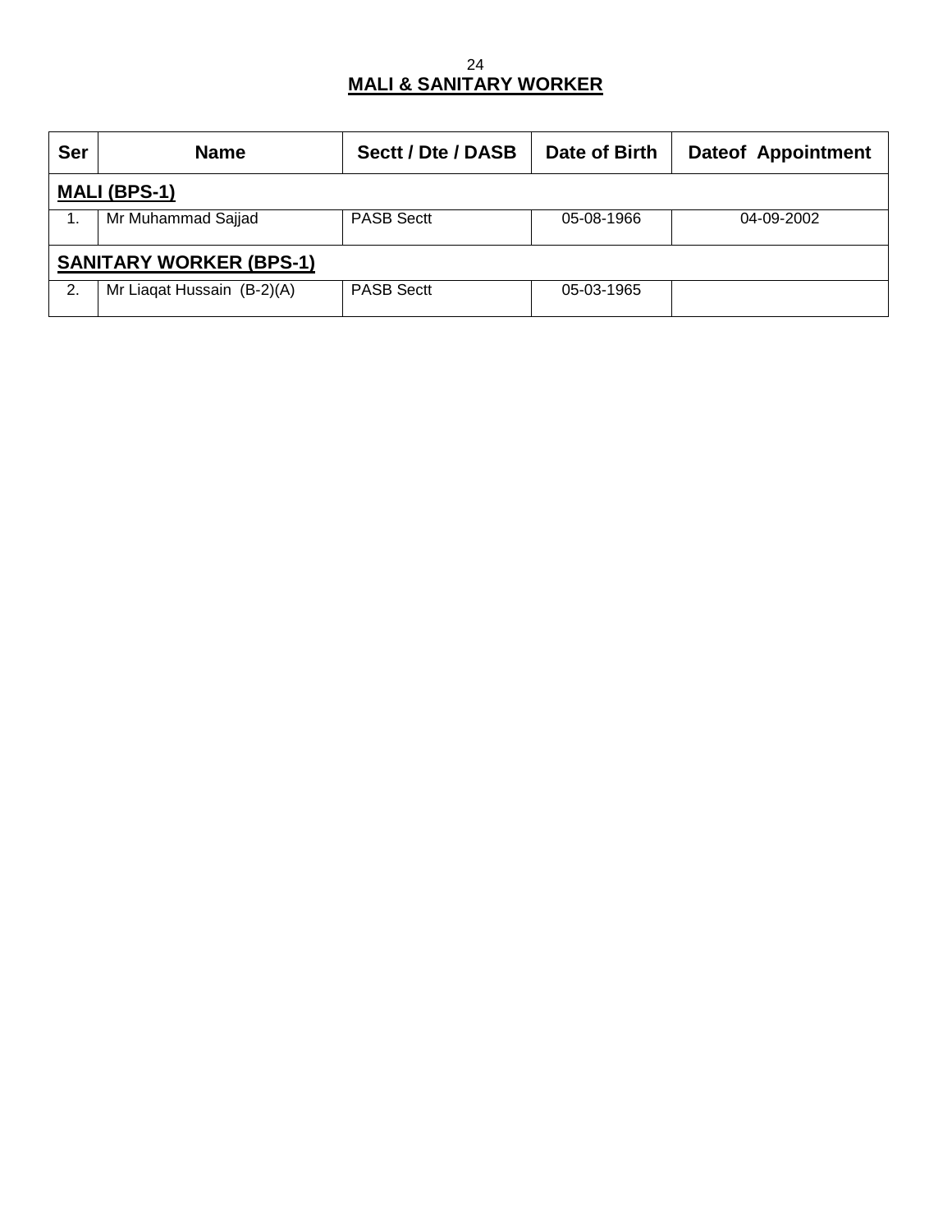# MALI & SANITARY WORKER

| Ser | Name | Sectt / Dte / DASB | Date of Birth | Dateof Appointment |
|---|---|---|---|---|
| **MALI (BPS-1)** | | | | |
| 1. | Mr Muhammad Sajjad | PASB Sectt | 05-08-1966 | 04-09-2002 |
| **SANITARY WORKER (BPS-1)** | | | | |
| 2. | Mr Liaqat Hussain (B-2)(A) | PASB Sectt | 05-03-1965 | |